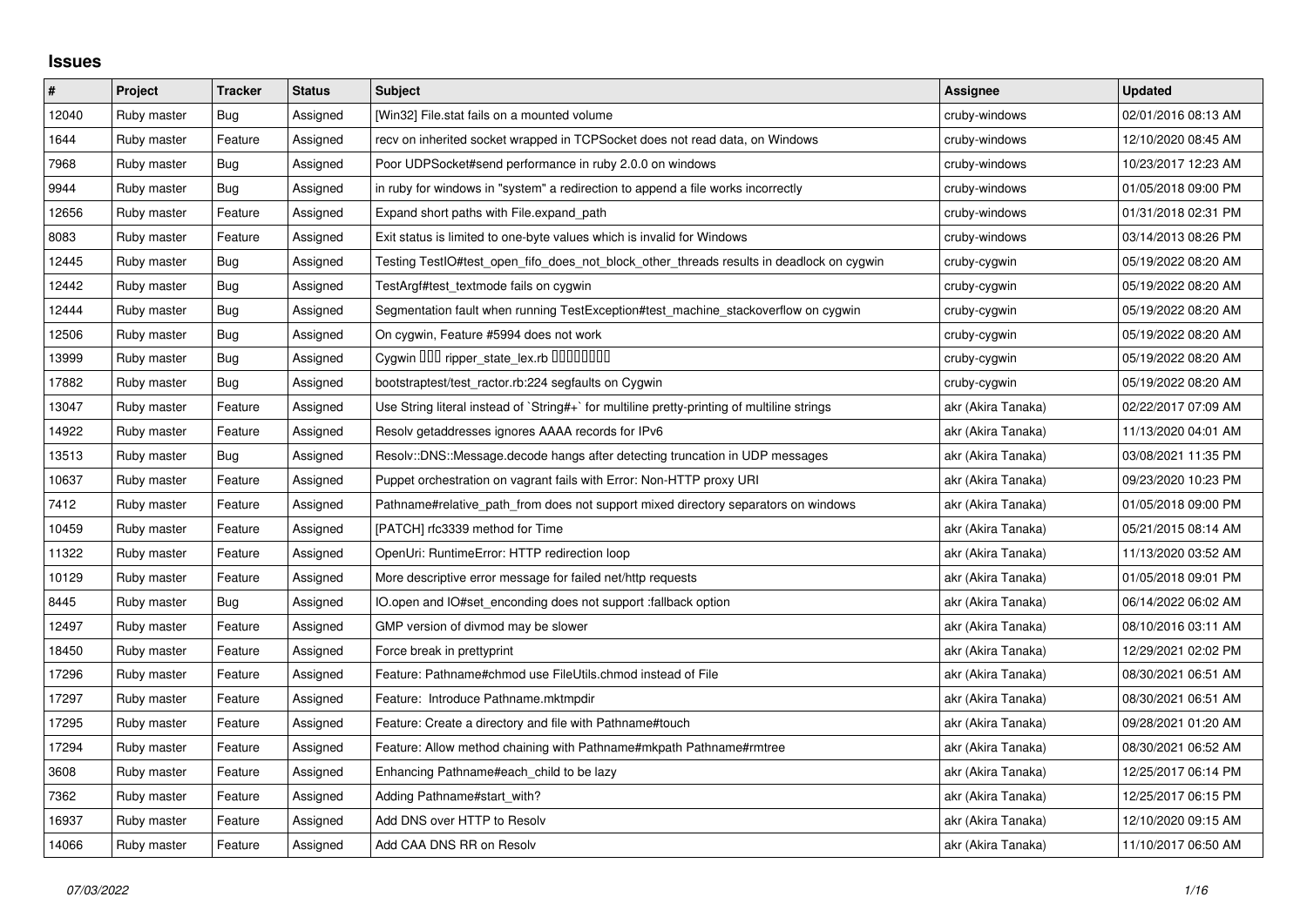# Issues

| # | Project | Tracker | Status | Subject | Assignee | Updated |
|---|---|---|---|---|---|---|
| 12040 | Ruby master | Bug | Assigned | [Win32] File.stat fails on a mounted volume | cruby-windows | 02/01/2016 08:13 AM |
| 1644 | Ruby master | Feature | Assigned | recv on inherited socket wrapped in TCPSocket does not read data, on Windows | cruby-windows | 12/10/2020 08:45 AM |
| 7968 | Ruby master | Bug | Assigned | Poor UDPSocket#send performance in ruby 2.0.0 on windows | cruby-windows | 10/23/2017 12:23 AM |
| 9944 | Ruby master | Bug | Assigned | in ruby for windows in "system" a redirection to append a file works incorrectly | cruby-windows | 01/05/2018 09:00 PM |
| 12656 | Ruby master | Feature | Assigned | Expand short paths with File.expand_path | cruby-windows | 01/31/2018 02:31 PM |
| 8083 | Ruby master | Feature | Assigned | Exit status is limited to one-byte values which is invalid for Windows | cruby-windows | 03/14/2013 08:26 PM |
| 12445 | Ruby master | Bug | Assigned | Testing TestIO#test_open_fifo_does_not_block_other_threads results in deadlock on cygwin | cruby-cygwin | 05/19/2022 08:20 AM |
| 12442 | Ruby master | Bug | Assigned | TestArgf#test_textmode fails on cygwin | cruby-cygwin | 05/19/2022 08:20 AM |
| 12444 | Ruby master | Bug | Assigned | Segmentation fault when running TestException#test_machine_stackoverflow on cygwin | cruby-cygwin | 05/19/2022 08:20 AM |
| 12506 | Ruby master | Bug | Assigned | On cygwin, Feature #5994 does not work | cruby-cygwin | 05/19/2022 08:20 AM |
| 13999 | Ruby master | Bug | Assigned | Cygwin 環境で ripper_state_lex.rb が無限ループする | cruby-cygwin | 05/19/2022 08:20 AM |
| 17882 | Ruby master | Bug | Assigned | bootstraptest/test_ractor.rb:224 segfaults on Cygwin | cruby-cygwin | 05/19/2022 08:20 AM |
| 13047 | Ruby master | Feature | Assigned | Use String literal instead of `String#+` for multiline pretty-printing of multiline strings | akr (Akira Tanaka) | 02/22/2017 07:09 AM |
| 14922 | Ruby master | Feature | Assigned | Resolv getaddresses ignores AAAA records for IPv6 | akr (Akira Tanaka) | 11/13/2020 04:01 AM |
| 13513 | Ruby master | Bug | Assigned | Resolv::DNS::Message.decode hangs after detecting truncation in UDP messages | akr (Akira Tanaka) | 03/08/2021 11:35 PM |
| 10637 | Ruby master | Feature | Assigned | Puppet orchestration on vagrant fails with Error: Non-HTTP proxy URI | akr (Akira Tanaka) | 09/23/2020 10:23 PM |
| 7412 | Ruby master | Feature | Assigned | Pathname#relative_path_from does not support mixed directory separators on windows | akr (Akira Tanaka) | 01/05/2018 09:00 PM |
| 10459 | Ruby master | Feature | Assigned | [PATCH] rfc3339 method for Time | akr (Akira Tanaka) | 05/21/2015 08:14 AM |
| 11322 | Ruby master | Feature | Assigned | OpenUri: RuntimeError: HTTP redirection loop | akr (Akira Tanaka) | 11/13/2020 03:52 AM |
| 10129 | Ruby master | Feature | Assigned | More descriptive error message for failed net/http requests | akr (Akira Tanaka) | 01/05/2018 09:01 PM |
| 8445 | Ruby master | Bug | Assigned | IO.open and IO#set_enconding does not support :fallback option | akr (Akira Tanaka) | 06/14/2022 06:02 AM |
| 12497 | Ruby master | Feature | Assigned | GMP version of divmod may be slower | akr (Akira Tanaka) | 08/10/2016 03:11 AM |
| 18450 | Ruby master | Feature | Assigned | Force break in prettyprint | akr (Akira Tanaka) | 12/29/2021 02:02 PM |
| 17296 | Ruby master | Feature | Assigned | Feature: Pathname#chmod use FileUtils.chmod instead of File | akr (Akira Tanaka) | 08/30/2021 06:51 AM |
| 17297 | Ruby master | Feature | Assigned | Feature: Introduce Pathname.mktmpdir | akr (Akira Tanaka) | 08/30/2021 06:51 AM |
| 17295 | Ruby master | Feature | Assigned | Feature: Create a directory and file with Pathname#touch | akr (Akira Tanaka) | 09/28/2021 01:20 AM |
| 17294 | Ruby master | Feature | Assigned | Feature: Allow method chaining with Pathname#mkpath Pathname#rmtree | akr (Akira Tanaka) | 08/30/2021 06:52 AM |
| 3608 | Ruby master | Feature | Assigned | Enhancing Pathname#each_child to be lazy | akr (Akira Tanaka) | 12/25/2017 06:14 PM |
| 7362 | Ruby master | Feature | Assigned | Adding Pathname#start_with? | akr (Akira Tanaka) | 12/25/2017 06:15 PM |
| 16937 | Ruby master | Feature | Assigned | Add DNS over HTTP to Resolv | akr (Akira Tanaka) | 12/10/2020 09:15 AM |
| 14066 | Ruby master | Feature | Assigned | Add CAA DNS RR on Resolv | akr (Akira Tanaka) | 11/10/2017 06:50 AM |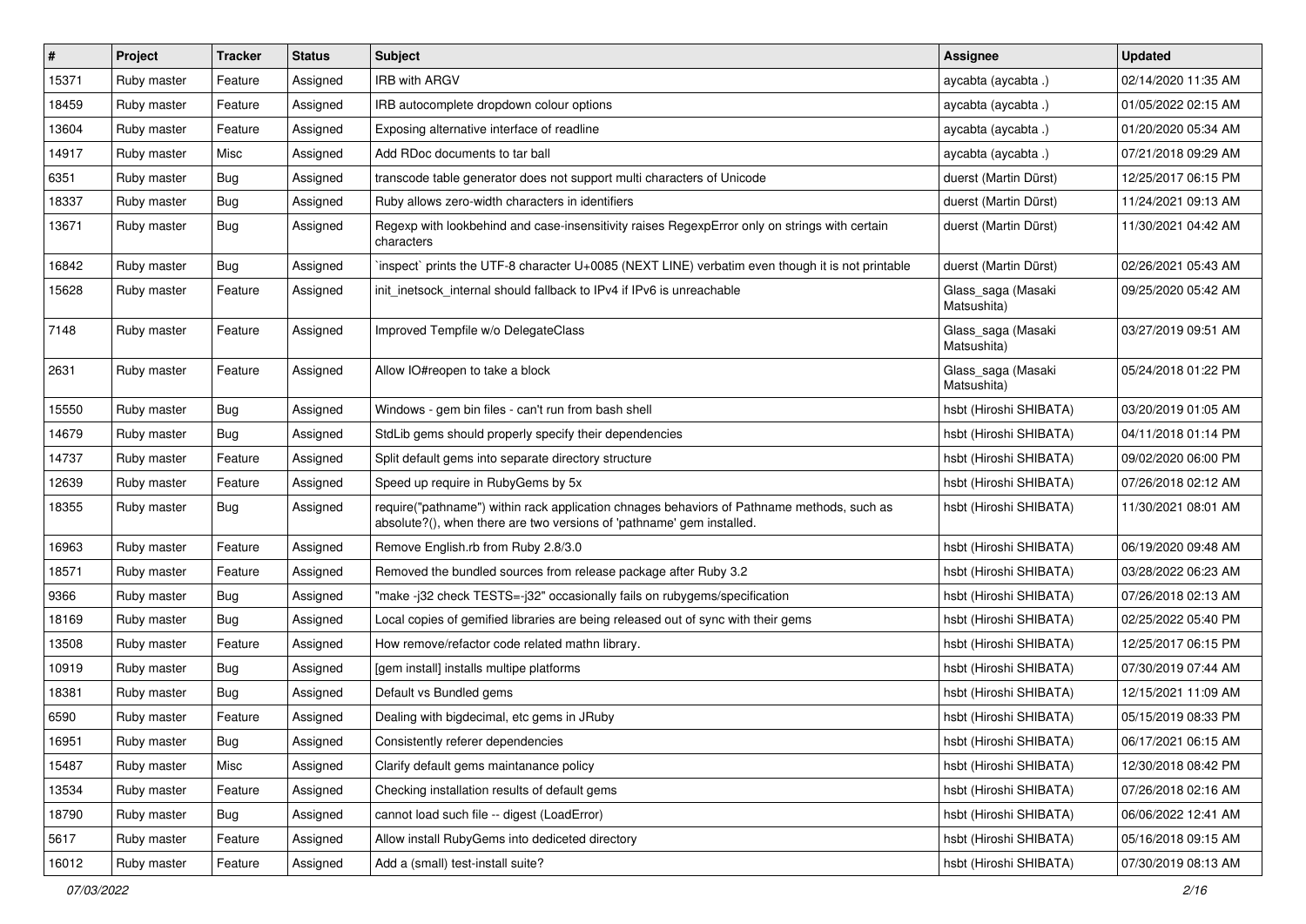| # | Project | Tracker | Status | Subject | Assignee | Updated |
|---|---|---|---|---|---|---|
| 15371 | Ruby master | Feature | Assigned | IRB with ARGV | aycabta (aycabta .) | 02/14/2020 11:35 AM |
| 18459 | Ruby master | Feature | Assigned | IRB autocomplete dropdown colour options | aycabta (aycabta .) | 01/05/2022 02:15 AM |
| 13604 | Ruby master | Feature | Assigned | Exposing alternative interface of readline | aycabta (aycabta .) | 01/20/2020 05:34 AM |
| 14917 | Ruby master | Misc | Assigned | Add RDoc documents to tar ball | aycabta (aycabta .) | 07/21/2018 09:29 AM |
| 6351 | Ruby master | Bug | Assigned | transcode table generator does not support multi characters of Unicode | duerst (Martin Dürst) | 12/25/2017 06:15 PM |
| 18337 | Ruby master | Bug | Assigned | Ruby allows zero-width characters in identifiers | duerst (Martin Dürst) | 11/24/2021 09:13 AM |
| 13671 | Ruby master | Bug | Assigned | Regexp with lookbehind and case-insensitivity raises RegexpError only on strings with certain characters | duerst (Martin Dürst) | 11/30/2021 04:42 AM |
| 16842 | Ruby master | Bug | Assigned | `inspect` prints the UTF-8 character U+0085 (NEXT LINE) verbatim even though it is not printable | duerst (Martin Dürst) | 02/26/2021 05:43 AM |
| 15628 | Ruby master | Feature | Assigned | init_inetsock_internal should fallback to IPv4 if IPv6 is unreachable | Glass_saga (Masaki Matsushita) | 09/25/2020 05:42 AM |
| 7148 | Ruby master | Feature | Assigned | Improved Tempfile w/o DelegateClass | Glass_saga (Masaki Matsushita) | 03/27/2019 09:51 AM |
| 2631 | Ruby master | Feature | Assigned | Allow IO#reopen to take a block | Glass_saga (Masaki Matsushita) | 05/24/2018 01:22 PM |
| 15550 | Ruby master | Bug | Assigned | Windows - gem bin files - can't run from bash shell | hsbt (Hiroshi SHIBATA) | 03/20/2019 01:05 AM |
| 14679 | Ruby master | Bug | Assigned | StdLib gems should properly specify their dependencies | hsbt (Hiroshi SHIBATA) | 04/11/2018 01:14 PM |
| 14737 | Ruby master | Feature | Assigned | Split default gems into separate directory structure | hsbt (Hiroshi SHIBATA) | 09/02/2020 06:00 PM |
| 12639 | Ruby master | Feature | Assigned | Speed up require in RubyGems by 5x | hsbt (Hiroshi SHIBATA) | 07/26/2018 02:12 AM |
| 18355 | Ruby master | Bug | Assigned | require("pathname") within rack application chnages behaviors of Pathname methods, such as absolute?(), when there are two versions of 'pathname' gem installed. | hsbt (Hiroshi SHIBATA) | 11/30/2021 08:01 AM |
| 16963 | Ruby master | Feature | Assigned | Remove English.rb from Ruby 2.8/3.0 | hsbt (Hiroshi SHIBATA) | 06/19/2020 09:48 AM |
| 18571 | Ruby master | Feature | Assigned | Removed the bundled sources from release package after Ruby 3.2 | hsbt (Hiroshi SHIBATA) | 03/28/2022 06:23 AM |
| 9366 | Ruby master | Bug | Assigned | "make -j32 check TESTS=-j32" occasionally fails on rubygems/specification | hsbt (Hiroshi SHIBATA) | 07/26/2018 02:13 AM |
| 18169 | Ruby master | Bug | Assigned | Local copies of gemified libraries are being released out of sync with their gems | hsbt (Hiroshi SHIBATA) | 02/25/2022 05:40 PM |
| 13508 | Ruby master | Feature | Assigned | How remove/refactor code related mathn library. | hsbt (Hiroshi SHIBATA) | 12/25/2017 06:15 PM |
| 10919 | Ruby master | Bug | Assigned | [gem install] installs multipe platforms | hsbt (Hiroshi SHIBATA) | 07/30/2019 07:44 AM |
| 18381 | Ruby master | Bug | Assigned | Default vs Bundled gems | hsbt (Hiroshi SHIBATA) | 12/15/2021 11:09 AM |
| 6590 | Ruby master | Feature | Assigned | Dealing with bigdecimal, etc gems in JRuby | hsbt (Hiroshi SHIBATA) | 05/15/2019 08:33 PM |
| 16951 | Ruby master | Bug | Assigned | Consistently referer dependencies | hsbt (Hiroshi SHIBATA) | 06/17/2021 06:15 AM |
| 15487 | Ruby master | Misc | Assigned | Clarify default gems maintanance policy | hsbt (Hiroshi SHIBATA) | 12/30/2018 08:42 PM |
| 13534 | Ruby master | Feature | Assigned | Checking installation results of default gems | hsbt (Hiroshi SHIBATA) | 07/26/2018 02:16 AM |
| 18790 | Ruby master | Bug | Assigned | cannot load such file -- digest (LoadError) | hsbt (Hiroshi SHIBATA) | 06/06/2022 12:41 AM |
| 5617 | Ruby master | Feature | Assigned | Allow install RubyGems into dediceted directory | hsbt (Hiroshi SHIBATA) | 05/16/2018 09:15 AM |
| 16012 | Ruby master | Feature | Assigned | Add a (small) test-install suite? | hsbt (Hiroshi SHIBATA) | 07/30/2019 08:13 AM |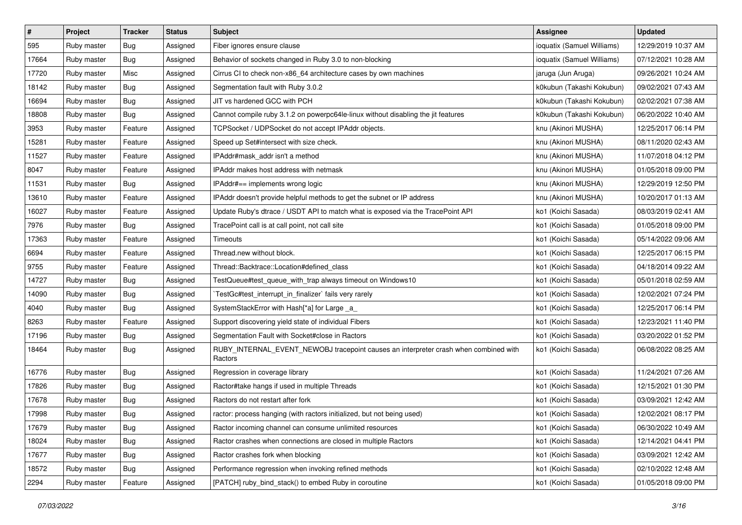| # | Project | Tracker | Status | Subject | Assignee | Updated |
|---|---|---|---|---|---|---|
| 595 | Ruby master | Bug | Assigned | Fiber ignores ensure clause | ioquatix (Samuel Williams) | 12/29/2019 10:37 AM |
| 17664 | Ruby master | Bug | Assigned | Behavior of sockets changed in Ruby 3.0 to non-blocking | ioquatix (Samuel Williams) | 07/12/2021 10:28 AM |
| 17720 | Ruby master | Misc | Assigned | Cirrus CI to check non-x86_64 architecture cases by own machines | jaruga (Jun Aruga) | 09/26/2021 10:24 AM |
| 18142 | Ruby master | Bug | Assigned | Segmentation fault with Ruby 3.0.2 | k0kubun (Takashi Kokubun) | 09/02/2021 07:43 AM |
| 16694 | Ruby master | Bug | Assigned | JIT vs hardened GCC with PCH | k0kubun (Takashi Kokubun) | 02/02/2021 07:38 AM |
| 18808 | Ruby master | Bug | Assigned | Cannot compile ruby 3.1.2 on powerpc64le-linux without disabling the jit features | k0kubun (Takashi Kokubun) | 06/20/2022 10:40 AM |
| 3953 | Ruby master | Feature | Assigned | TCPSocket / UDPSocket do not accept IPAddr objects. | knu (Akinori MUSHA) | 12/25/2017 06:14 PM |
| 15281 | Ruby master | Feature | Assigned | Speed up Set#intersect with size check. | knu (Akinori MUSHA) | 08/11/2020 02:43 AM |
| 11527 | Ruby master | Feature | Assigned | IPAddr#mask_addr isn't a method | knu (Akinori MUSHA) | 11/07/2018 04:12 PM |
| 8047 | Ruby master | Feature | Assigned | IPAddr makes host address with netmask | knu (Akinori MUSHA) | 01/05/2018 09:00 PM |
| 11531 | Ruby master | Bug | Assigned | IPAddr#== implements wrong logic | knu (Akinori MUSHA) | 12/29/2019 12:50 PM |
| 13610 | Ruby master | Feature | Assigned | IPAddr doesn't provide helpful methods to get the subnet or IP address | knu (Akinori MUSHA) | 10/20/2017 01:13 AM |
| 16027 | Ruby master | Feature | Assigned | Update Ruby's dtrace / USDT API to match what is exposed via the TracePoint API | ko1 (Koichi Sasada) | 08/03/2019 02:41 AM |
| 7976 | Ruby master | Bug | Assigned | TracePoint call is at call point, not call site | ko1 (Koichi Sasada) | 01/05/2018 09:00 PM |
| 17363 | Ruby master | Feature | Assigned | Timeouts | ko1 (Koichi Sasada) | 05/14/2022 09:06 AM |
| 6694 | Ruby master | Feature | Assigned | Thread.new without block. | ko1 (Koichi Sasada) | 12/25/2017 06:15 PM |
| 9755 | Ruby master | Feature | Assigned | Thread::Backtrace::Location#defined_class | ko1 (Koichi Sasada) | 04/18/2014 09:22 AM |
| 14727 | Ruby master | Bug | Assigned | TestQueue#test_queue_with_trap always timeout on Windows10 | ko1 (Koichi Sasada) | 05/01/2018 02:59 AM |
| 14090 | Ruby master | Bug | Assigned | `TestGc#test_interrupt_in_finalizer` fails very rarely | ko1 (Koichi Sasada) | 12/02/2021 07:24 PM |
| 4040 | Ruby master | Bug | Assigned | SystemStackError with Hash[*a] for Large _a_ | ko1 (Koichi Sasada) | 12/25/2017 06:14 PM |
| 8263 | Ruby master | Feature | Assigned | Support discovering yield state of individual Fibers | ko1 (Koichi Sasada) | 12/23/2021 11:40 PM |
| 17196 | Ruby master | Bug | Assigned | Segmentation Fault with Socket#close in Ractors | ko1 (Koichi Sasada) | 03/20/2022 01:52 PM |
| 18464 | Ruby master | Bug | Assigned | RUBY_INTERNAL_EVENT_NEWOBJ tracepoint causes an interpreter crash when combined with Ractors | ko1 (Koichi Sasada) | 06/08/2022 08:25 AM |
| 16776 | Ruby master | Bug | Assigned | Regression in coverage library | ko1 (Koichi Sasada) | 11/24/2021 07:26 AM |
| 17826 | Ruby master | Bug | Assigned | Ractor#take hangs if used in multiple Threads | ko1 (Koichi Sasada) | 12/15/2021 01:30 PM |
| 17678 | Ruby master | Bug | Assigned | Ractors do not restart after fork | ko1 (Koichi Sasada) | 03/09/2021 12:42 AM |
| 17998 | Ruby master | Bug | Assigned | ractor: process hanging (with ractors initialized, but not being used) | ko1 (Koichi Sasada) | 12/02/2021 08:17 PM |
| 17679 | Ruby master | Bug | Assigned | Ractor incoming channel can consume unlimited resources | ko1 (Koichi Sasada) | 06/30/2022 10:49 AM |
| 18024 | Ruby master | Bug | Assigned | Ractor crashes when connections are closed in multiple Ractors | ko1 (Koichi Sasada) | 12/14/2021 04:41 PM |
| 17677 | Ruby master | Bug | Assigned | Ractor crashes fork when blocking | ko1 (Koichi Sasada) | 03/09/2021 12:42 AM |
| 18572 | Ruby master | Bug | Assigned | Performance regression when invoking refined methods | ko1 (Koichi Sasada) | 02/10/2022 12:48 AM |
| 2294 | Ruby master | Feature | Assigned | [PATCH] ruby_bind_stack() to embed Ruby in coroutine | ko1 (Koichi Sasada) | 01/05/2018 09:00 PM |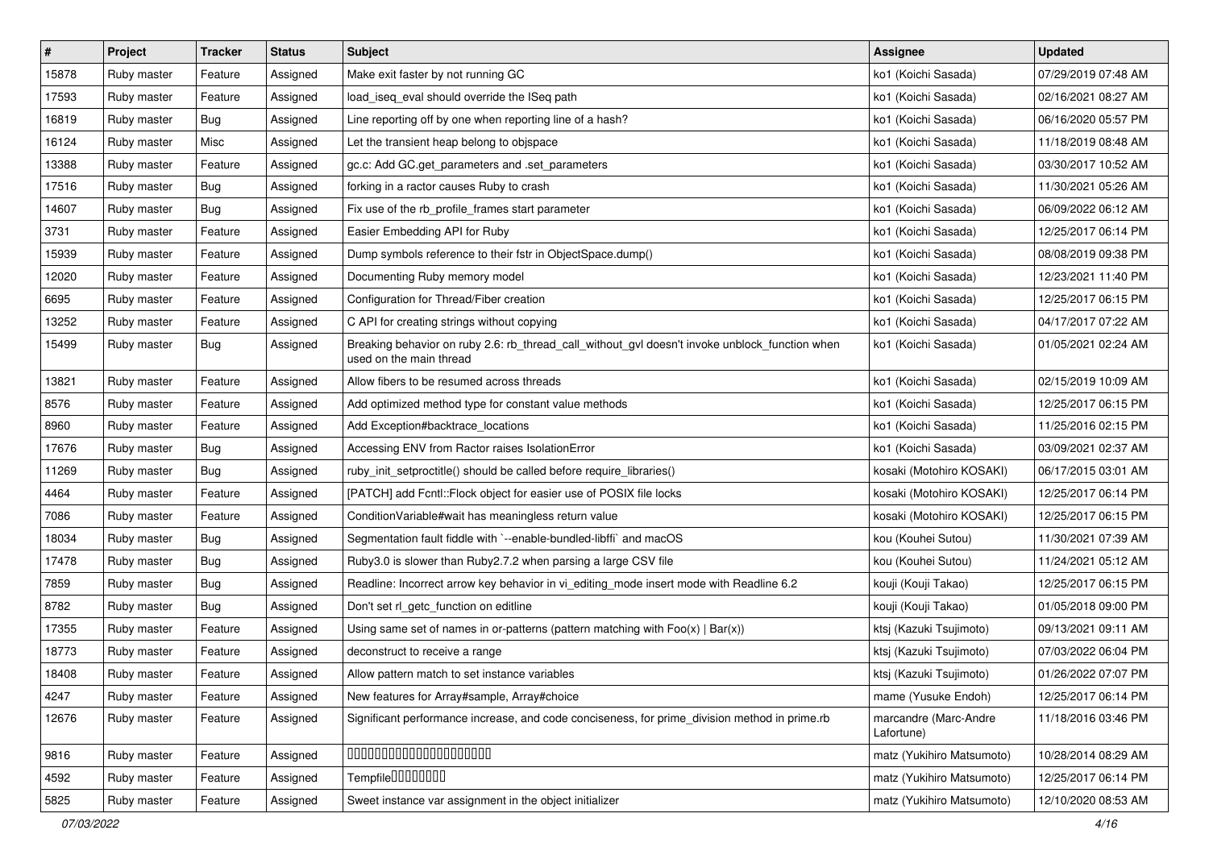| # | Project | Tracker | Status | Subject | Assignee | Updated |
|---|---|---|---|---|---|---|
| 15878 | Ruby master | Feature | Assigned | Make exit faster by not running GC | ko1 (Koichi Sasada) | 07/29/2019 07:48 AM |
| 17593 | Ruby master | Feature | Assigned | load_iseq_eval should override the ISeq path | ko1 (Koichi Sasada) | 02/16/2021 08:27 AM |
| 16819 | Ruby master | Bug | Assigned | Line reporting off by one when reporting line of a hash? | ko1 (Koichi Sasada) | 06/16/2020 05:57 PM |
| 16124 | Ruby master | Misc | Assigned | Let the transient heap belong to objspace | ko1 (Koichi Sasada) | 11/18/2019 08:48 AM |
| 13388 | Ruby master | Feature | Assigned | gc.c: Add GC.get_parameters and .set_parameters | ko1 (Koichi Sasada) | 03/30/2017 10:52 AM |
| 17516 | Ruby master | Bug | Assigned | forking in a ractor causes Ruby to crash | ko1 (Koichi Sasada) | 11/30/2021 05:26 AM |
| 14607 | Ruby master | Bug | Assigned | Fix use of the rb_profile_frames start parameter | ko1 (Koichi Sasada) | 06/09/2022 06:12 AM |
| 3731 | Ruby master | Feature | Assigned | Easier Embedding API for Ruby | ko1 (Koichi Sasada) | 12/25/2017 06:14 PM |
| 15939 | Ruby master | Feature | Assigned | Dump symbols reference to their fstr in ObjectSpace.dump() | ko1 (Koichi Sasada) | 08/08/2019 09:38 PM |
| 12020 | Ruby master | Feature | Assigned | Documenting Ruby memory model | ko1 (Koichi Sasada) | 12/23/2021 11:40 PM |
| 6695 | Ruby master | Feature | Assigned | Configuration for Thread/Fiber creation | ko1 (Koichi Sasada) | 12/25/2017 06:15 PM |
| 13252 | Ruby master | Feature | Assigned | C API for creating strings without copying | ko1 (Koichi Sasada) | 04/17/2017 07:22 AM |
| 15499 | Ruby master | Bug | Assigned | Breaking behavior on ruby 2.6: rb_thread_call_without_gvl doesn't invoke unblock_function when used on the main thread | ko1 (Koichi Sasada) | 01/05/2021 02:24 AM |
| 13821 | Ruby master | Feature | Assigned | Allow fibers to be resumed across threads | ko1 (Koichi Sasada) | 02/15/2019 10:09 AM |
| 8576 | Ruby master | Feature | Assigned | Add optimized method type for constant value methods | ko1 (Koichi Sasada) | 12/25/2017 06:15 PM |
| 8960 | Ruby master | Feature | Assigned | Add Exception#backtrace_locations | ko1 (Koichi Sasada) | 11/25/2016 02:15 PM |
| 17676 | Ruby master | Bug | Assigned | Accessing ENV from Ractor raises IsolationError | ko1 (Koichi Sasada) | 03/09/2021 02:37 AM |
| 11269 | Ruby master | Bug | Assigned | ruby_init_setproctitle() should be called before require_libraries() | kosaki (Motohiro KOSAKI) | 06/17/2015 03:01 AM |
| 4464 | Ruby master | Feature | Assigned | [PATCH] add Fcntl::Flock object for easier use of POSIX file locks | kosaki (Motohiro KOSAKI) | 12/25/2017 06:14 PM |
| 7086 | Ruby master | Feature | Assigned | ConditionVariable#wait has meaningless return value | kosaki (Motohiro KOSAKI) | 12/25/2017 06:15 PM |
| 18034 | Ruby master | Bug | Assigned | Segmentation fault fiddle with `--enable-bundled-libffi` and macOS | kou (Kouhei Sutou) | 11/30/2021 07:39 AM |
| 17478 | Ruby master | Bug | Assigned | Ruby3.0 is slower than Ruby2.7.2 when parsing a large CSV file | kou (Kouhei Sutou) | 11/24/2021 05:12 AM |
| 7859 | Ruby master | Bug | Assigned | Readline: Incorrect arrow key behavior in vi_editing_mode insert mode with Readline 6.2 | kouji (Kouji Takao) | 12/25/2017 06:15 PM |
| 8782 | Ruby master | Bug | Assigned | Don't set rl_getc_function on editline | kouji (Kouji Takao) | 01/05/2018 09:00 PM |
| 17355 | Ruby master | Feature | Assigned | Using same set of names in or-patterns (pattern matching with Foo(x) \| Bar(x)) | ktsj (Kazuki Tsujimoto) | 09/13/2021 09:11 AM |
| 18773 | Ruby master | Feature | Assigned | deconstruct to receive a range | ktsj (Kazuki Tsujimoto) | 07/03/2022 06:04 PM |
| 18408 | Ruby master | Feature | Assigned | Allow pattern match to set instance variables | ktsj (Kazuki Tsujimoto) | 01/26/2022 07:07 PM |
| 4247 | Ruby master | Feature | Assigned | New features for Array#sample, Array#choice | mame (Yusuke Endoh) | 12/25/2017 06:14 PM |
| 12676 | Ruby master | Feature | Assigned | Significant performance increase, and code conciseness, for prime_division method in prime.rb | marcandre (Marc-Andre Lafortune) | 11/18/2016 03:46 PM |
| 9816 | Ruby master | Feature | Assigned | □□□□□□□□□□□□□□□□□□□□□□ | matz (Yukihiro Matsumoto) | 10/28/2014 08:29 AM |
| 4592 | Ruby master | Feature | Assigned | Tempfile□□□□□□□□ | matz (Yukihiro Matsumoto) | 12/25/2017 06:14 PM |
| 5825 | Ruby master | Feature | Assigned | Sweet instance var assignment in the object initializer | matz (Yukihiro Matsumoto) | 12/10/2020 08:53 AM |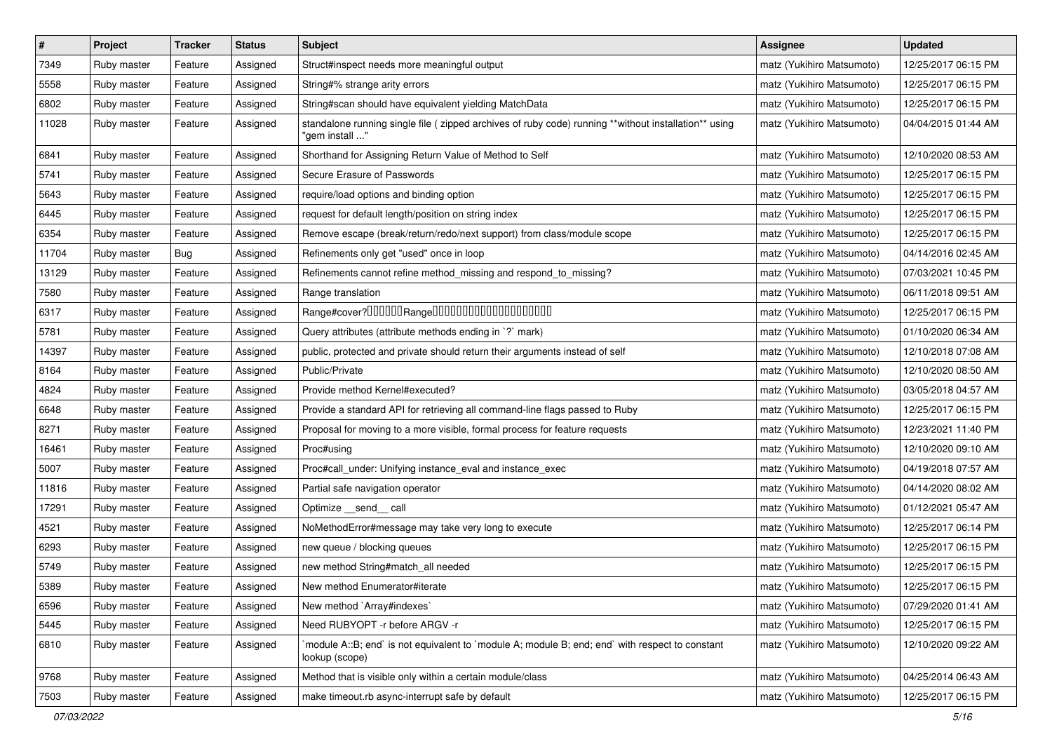| # | Project | Tracker | Status | Subject | Assignee | Updated |
|---|---|---|---|---|---|---|
| 7349 | Ruby master | Feature | Assigned | Struct#inspect needs more meaningful output | matz (Yukihiro Matsumoto) | 12/25/2017 06:15 PM |
| 5558 | Ruby master | Feature | Assigned | String#% strange arity errors | matz (Yukihiro Matsumoto) | 12/25/2017 06:15 PM |
| 6802 | Ruby master | Feature | Assigned | String#scan should have equivalent yielding MatchData | matz (Yukihiro Matsumoto) | 12/25/2017 06:15 PM |
| 11028 | Ruby master | Feature | Assigned | standalone running single file ( zipped archives of ruby code) running **without installation** using "gem install ..." | matz (Yukihiro Matsumoto) | 04/04/2015 01:44 AM |
| 6841 | Ruby master | Feature | Assigned | Shorthand for Assigning Return Value of Method to Self | matz (Yukihiro Matsumoto) | 12/10/2020 08:53 AM |
| 5741 | Ruby master | Feature | Assigned | Secure Erasure of Passwords | matz (Yukihiro Matsumoto) | 12/25/2017 06:15 PM |
| 5643 | Ruby master | Feature | Assigned | require/load options and binding option | matz (Yukihiro Matsumoto) | 12/25/2017 06:15 PM |
| 6445 | Ruby master | Feature | Assigned | request for default length/position on string index | matz (Yukihiro Matsumoto) | 12/25/2017 06:15 PM |
| 6354 | Ruby master | Feature | Assigned | Remove escape (break/return/redo/next support) from class/module scope | matz (Yukihiro Matsumoto) | 12/25/2017 06:15 PM |
| 11704 | Ruby master | Bug | Assigned | Refinements only get "used" once in loop | matz (Yukihiro Matsumoto) | 04/14/2016 02:45 AM |
| 13129 | Ruby master | Feature | Assigned | Refinements cannot refine method_missing and respond_to_missing? | matz (Yukihiro Matsumoto) | 07/03/2021 10:45 PM |
| 7580 | Ruby master | Feature | Assigned | Range translation | matz (Yukihiro Matsumoto) | 06/11/2018 09:51 AM |
| 6317 | Ruby master | Feature | Assigned | Range#cover?□□□□□□Range□□□□□□□□□□□□□□□□□□□□ | matz (Yukihiro Matsumoto) | 12/25/2017 06:15 PM |
| 5781 | Ruby master | Feature | Assigned | Query attributes (attribute methods ending in `?` mark) | matz (Yukihiro Matsumoto) | 01/10/2020 06:34 AM |
| 14397 | Ruby master | Feature | Assigned | public, protected and private should return their arguments instead of self | matz (Yukihiro Matsumoto) | 12/10/2018 07:08 AM |
| 8164 | Ruby master | Feature | Assigned | Public/Private | matz (Yukihiro Matsumoto) | 12/10/2020 08:50 AM |
| 4824 | Ruby master | Feature | Assigned | Provide method Kernel#executed? | matz (Yukihiro Matsumoto) | 03/05/2018 04:57 AM |
| 6648 | Ruby master | Feature | Assigned | Provide a standard API for retrieving all command-line flags passed to Ruby | matz (Yukihiro Matsumoto) | 12/25/2017 06:15 PM |
| 8271 | Ruby master | Feature | Assigned | Proposal for moving to a more visible, formal process for feature requests | matz (Yukihiro Matsumoto) | 12/23/2021 11:40 PM |
| 16461 | Ruby master | Feature | Assigned | Proc#using | matz (Yukihiro Matsumoto) | 12/10/2020 09:10 AM |
| 5007 | Ruby master | Feature | Assigned | Proc#call_under: Unifying instance_eval and instance_exec | matz (Yukihiro Matsumoto) | 04/19/2018 07:57 AM |
| 11816 | Ruby master | Feature | Assigned | Partial safe navigation operator | matz (Yukihiro Matsumoto) | 04/14/2020 08:02 AM |
| 17291 | Ruby master | Feature | Assigned | Optimize __send__ call | matz (Yukihiro Matsumoto) | 01/12/2021 05:47 AM |
| 4521 | Ruby master | Feature | Assigned | NoMethodError#message may take very long to execute | matz (Yukihiro Matsumoto) | 12/25/2017 06:14 PM |
| 6293 | Ruby master | Feature | Assigned | new queue / blocking queues | matz (Yukihiro Matsumoto) | 12/25/2017 06:15 PM |
| 5749 | Ruby master | Feature | Assigned | new method String#match_all needed | matz (Yukihiro Matsumoto) | 12/25/2017 06:15 PM |
| 5389 | Ruby master | Feature | Assigned | New method Enumerator#iterate | matz (Yukihiro Matsumoto) | 12/25/2017 06:15 PM |
| 6596 | Ruby master | Feature | Assigned | New method `Array#indexes` | matz (Yukihiro Matsumoto) | 07/29/2020 01:41 AM |
| 5445 | Ruby master | Feature | Assigned | Need RUBYOPT -r before ARGV -r | matz (Yukihiro Matsumoto) | 12/25/2017 06:15 PM |
| 6810 | Ruby master | Feature | Assigned | `module A::B; end` is not equivalent to `module A; module B; end; end` with respect to constant lookup (scope) | matz (Yukihiro Matsumoto) | 12/10/2020 09:22 AM |
| 9768 | Ruby master | Feature | Assigned | Method that is visible only within a certain module/class | matz (Yukihiro Matsumoto) | 04/25/2014 06:43 AM |
| 7503 | Ruby master | Feature | Assigned | make timeout.rb async-interrupt safe by default | matz (Yukihiro Matsumoto) | 12/25/2017 06:15 PM |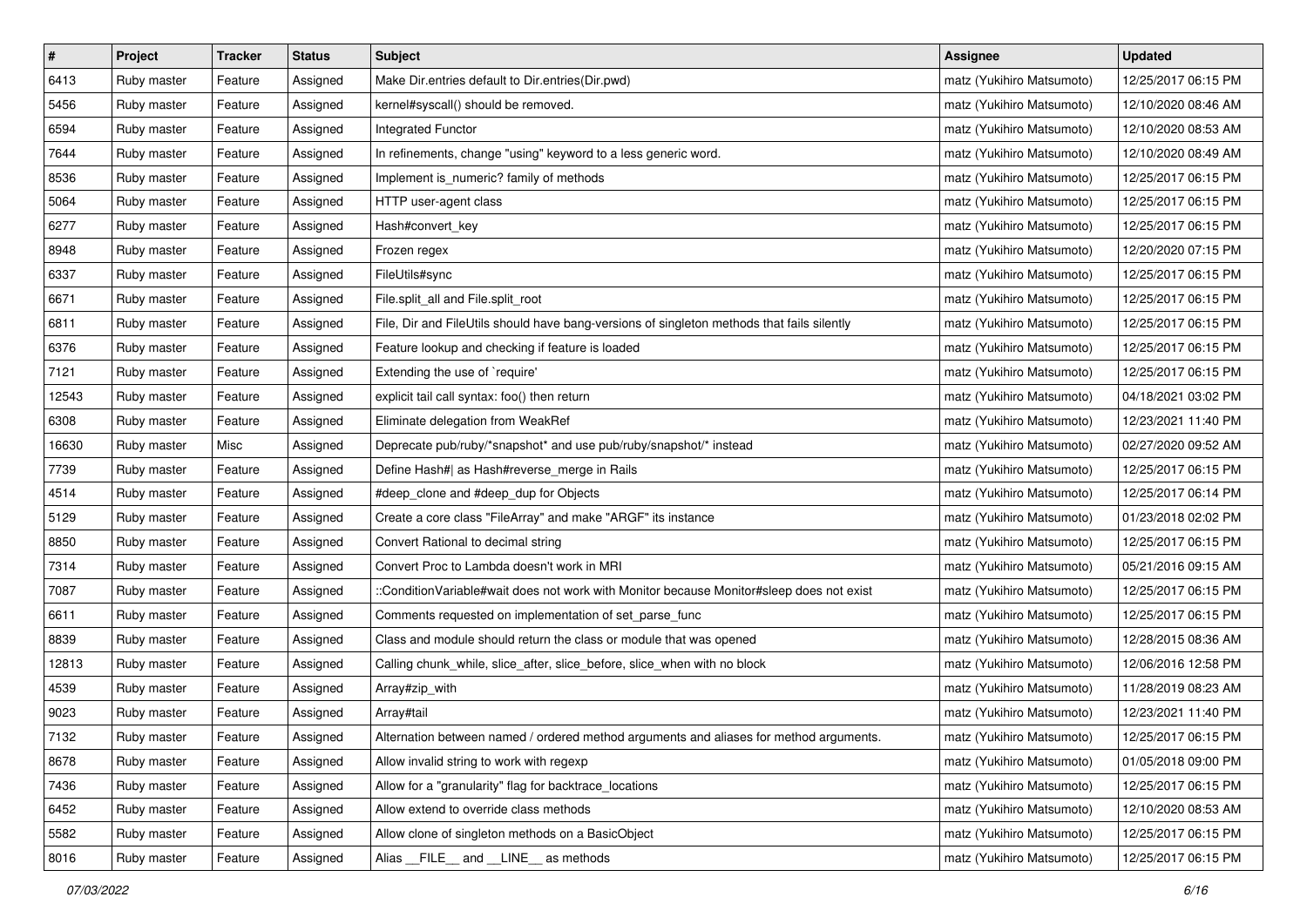| # | Project | Tracker | Status | Subject | Assignee | Updated |
|---|---|---|---|---|---|---|
| 6413 | Ruby master | Feature | Assigned | Make Dir.entries default to Dir.entries(Dir.pwd) | matz (Yukihiro Matsumoto) | 12/25/2017 06:15 PM |
| 5456 | Ruby master | Feature | Assigned | kernel#syscall() should be removed. | matz (Yukihiro Matsumoto) | 12/10/2020 08:46 AM |
| 6594 | Ruby master | Feature | Assigned | Integrated Functor | matz (Yukihiro Matsumoto) | 12/10/2020 08:53 AM |
| 7644 | Ruby master | Feature | Assigned | In refinements, change "using" keyword to a less generic word. | matz (Yukihiro Matsumoto) | 12/10/2020 08:49 AM |
| 8536 | Ruby master | Feature | Assigned | Implement is_numeric? family of methods | matz (Yukihiro Matsumoto) | 12/25/2017 06:15 PM |
| 5064 | Ruby master | Feature | Assigned | HTTP user-agent class | matz (Yukihiro Matsumoto) | 12/25/2017 06:15 PM |
| 6277 | Ruby master | Feature | Assigned | Hash#convert_key | matz (Yukihiro Matsumoto) | 12/25/2017 06:15 PM |
| 8948 | Ruby master | Feature | Assigned | Frozen regex | matz (Yukihiro Matsumoto) | 12/20/2020 07:15 PM |
| 6337 | Ruby master | Feature | Assigned | FileUtils#sync | matz (Yukihiro Matsumoto) | 12/25/2017 06:15 PM |
| 6671 | Ruby master | Feature | Assigned | File.split_all and File.split_root | matz (Yukihiro Matsumoto) | 12/25/2017 06:15 PM |
| 6811 | Ruby master | Feature | Assigned | File, Dir and FileUtils should have bang-versions of singleton methods that fails silently | matz (Yukihiro Matsumoto) | 12/25/2017 06:15 PM |
| 6376 | Ruby master | Feature | Assigned | Feature lookup and checking if feature is loaded | matz (Yukihiro Matsumoto) | 12/25/2017 06:15 PM |
| 7121 | Ruby master | Feature | Assigned | Extending the use of `require' | matz (Yukihiro Matsumoto) | 12/25/2017 06:15 PM |
| 12543 | Ruby master | Feature | Assigned | explicit tail call syntax: foo() then return | matz (Yukihiro Matsumoto) | 04/18/2021 03:02 PM |
| 6308 | Ruby master | Feature | Assigned | Eliminate delegation from WeakRef | matz (Yukihiro Matsumoto) | 12/23/2021 11:40 PM |
| 16630 | Ruby master | Misc | Assigned | Deprecate pub/ruby/*snapshot* and use pub/ruby/snapshot/* instead | matz (Yukihiro Matsumoto) | 02/27/2020 09:52 AM |
| 7739 | Ruby master | Feature | Assigned | Define Hash#\| as Hash#reverse_merge in Rails | matz (Yukihiro Matsumoto) | 12/25/2017 06:15 PM |
| 4514 | Ruby master | Feature | Assigned | #deep_clone and #deep_dup for Objects | matz (Yukihiro Matsumoto) | 12/25/2017 06:14 PM |
| 5129 | Ruby master | Feature | Assigned | Create a core class "FileArray" and make "ARGF" its instance | matz (Yukihiro Matsumoto) | 01/23/2018 02:02 PM |
| 8850 | Ruby master | Feature | Assigned | Convert Rational to decimal string | matz (Yukihiro Matsumoto) | 12/25/2017 06:15 PM |
| 7314 | Ruby master | Feature | Assigned | Convert Proc to Lambda doesn't work in MRI | matz (Yukihiro Matsumoto) | 05/21/2016 09:15 AM |
| 7087 | Ruby master | Feature | Assigned | ::ConditionVariable#wait does not work with Monitor because Monitor#sleep does not exist | matz (Yukihiro Matsumoto) | 12/25/2017 06:15 PM |
| 6611 | Ruby master | Feature | Assigned | Comments requested on implementation of set_parse_func | matz (Yukihiro Matsumoto) | 12/25/2017 06:15 PM |
| 8839 | Ruby master | Feature | Assigned | Class and module should return the class or module that was opened | matz (Yukihiro Matsumoto) | 12/28/2015 08:36 AM |
| 12813 | Ruby master | Feature | Assigned | Calling chunk_while, slice_after, slice_before, slice_when with no block | matz (Yukihiro Matsumoto) | 12/06/2016 12:58 PM |
| 4539 | Ruby master | Feature | Assigned | Array#zip_with | matz (Yukihiro Matsumoto) | 11/28/2019 08:23 AM |
| 9023 | Ruby master | Feature | Assigned | Array#tail | matz (Yukihiro Matsumoto) | 12/23/2021 11:40 PM |
| 7132 | Ruby master | Feature | Assigned | Alternation between named / ordered method arguments and aliases for method arguments. | matz (Yukihiro Matsumoto) | 12/25/2017 06:15 PM |
| 8678 | Ruby master | Feature | Assigned | Allow invalid string to work with regexp | matz (Yukihiro Matsumoto) | 01/05/2018 09:00 PM |
| 7436 | Ruby master | Feature | Assigned | Allow for a "granularity" flag for backtrace_locations | matz (Yukihiro Matsumoto) | 12/25/2017 06:15 PM |
| 6452 | Ruby master | Feature | Assigned | Allow extend to override class methods | matz (Yukihiro Matsumoto) | 12/10/2020 08:53 AM |
| 5582 | Ruby master | Feature | Assigned | Allow clone of singleton methods on a BasicObject | matz (Yukihiro Matsumoto) | 12/25/2017 06:15 PM |
| 8016 | Ruby master | Feature | Assigned | Alias __FILE__ and __LINE__ as methods | matz (Yukihiro Matsumoto) | 12/25/2017 06:15 PM |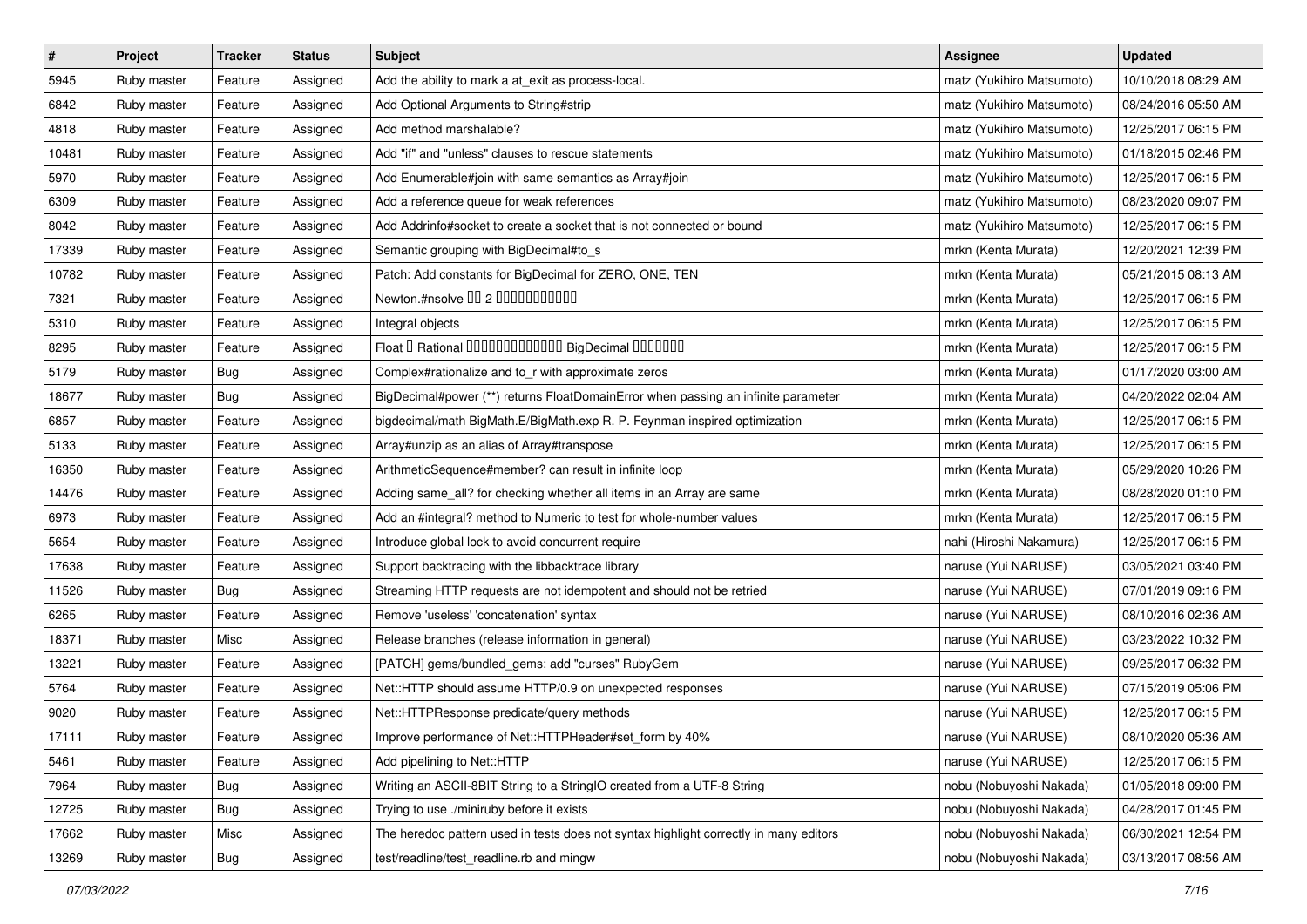| # | Project | Tracker | Status | Subject | Assignee | Updated |
|---|---|---|---|---|---|---|
| 5945 | Ruby master | Feature | Assigned | Add the ability to mark a at_exit as process-local. | matz (Yukihiro Matsumoto) | 10/10/2018 08:29 AM |
| 6842 | Ruby master | Feature | Assigned | Add Optional Arguments to String#strip | matz (Yukihiro Matsumoto) | 08/24/2016 05:50 AM |
| 4818 | Ruby master | Feature | Assigned | Add method marshalable? | matz (Yukihiro Matsumoto) | 12/25/2017 06:15 PM |
| 10481 | Ruby master | Feature | Assigned | Add "if" and "unless" clauses to rescue statements | matz (Yukihiro Matsumoto) | 01/18/2015 02:46 PM |
| 5970 | Ruby master | Feature | Assigned | Add Enumerable#join with same semantics as Array#join | matz (Yukihiro Matsumoto) | 12/25/2017 06:15 PM |
| 6309 | Ruby master | Feature | Assigned | Add a reference queue for weak references | matz (Yukihiro Matsumoto) | 08/23/2020 09:07 PM |
| 8042 | Ruby master | Feature | Assigned | Add Addrinfo#socket to create a socket that is not connected or bound | matz (Yukihiro Matsumoto) | 12/25/2017 06:15 PM |
| 17339 | Ruby master | Feature | Assigned | Semantic grouping with BigDecimal#to_s | mrkn (Kenta Murata) | 12/20/2021 12:39 PM |
| 10782 | Ruby master | Feature | Assigned | Patch: Add constants for BigDecimal for ZERO, ONE, TEN | mrkn (Kenta Murata) | 05/21/2015 08:13 AM |
| 7321 | Ruby master | Feature | Assigned | Newton.#nsolve ?? 2 ?????????? | mrkn (Kenta Murata) | 12/25/2017 06:15 PM |
| 5310 | Ruby master | Feature | Assigned | Integral objects | mrkn (Kenta Murata) | 12/25/2017 06:15 PM |
| 8295 | Ruby master | Feature | Assigned | Float ? Rational ???????????? BigDecimal ?????? | mrkn (Kenta Murata) | 12/25/2017 06:15 PM |
| 5179 | Ruby master | Bug | Assigned | Complex#rationalize and to_r with approximate zeros | mrkn (Kenta Murata) | 01/17/2020 03:00 AM |
| 18677 | Ruby master | Bug | Assigned | BigDecimal#power (**) returns FloatDomainError when passing an infinite parameter | mrkn (Kenta Murata) | 04/20/2022 02:04 AM |
| 6857 | Ruby master | Feature | Assigned | bigdecimal/math BigMath.E/BigMath.exp R. P. Feynman inspired optimization | mrkn (Kenta Murata) | 12/25/2017 06:15 PM |
| 5133 | Ruby master | Feature | Assigned | Array#unzip as an alias of Array#transpose | mrkn (Kenta Murata) | 12/25/2017 06:15 PM |
| 16350 | Ruby master | Feature | Assigned | ArithmeticSequence#member? can result in infinite loop | mrkn (Kenta Murata) | 05/29/2020 10:26 PM |
| 14476 | Ruby master | Feature | Assigned | Adding same_all? for checking whether all items in an Array are same | mrkn (Kenta Murata) | 08/28/2020 01:10 PM |
| 6973 | Ruby master | Feature | Assigned | Add an #integral? method to Numeric to test for whole-number values | mrkn (Kenta Murata) | 12/25/2017 06:15 PM |
| 5654 | Ruby master | Feature | Assigned | Introduce global lock to avoid concurrent require | nahi (Hiroshi Nakamura) | 12/25/2017 06:15 PM |
| 17638 | Ruby master | Feature | Assigned | Support backtracing with the libbacktrace library | naruse (Yui NARUSE) | 03/05/2021 03:40 PM |
| 11526 | Ruby master | Bug | Assigned | Streaming HTTP requests are not idempotent and should not be retried | naruse (Yui NARUSE) | 07/01/2019 09:16 PM |
| 6265 | Ruby master | Feature | Assigned | Remove 'useless' 'concatenation' syntax | naruse (Yui NARUSE) | 08/10/2016 02:36 AM |
| 18371 | Ruby master | Misc | Assigned | Release branches (release information in general) | naruse (Yui NARUSE) | 03/23/2022 10:32 PM |
| 13221 | Ruby master | Feature | Assigned | [PATCH] gems/bundled_gems: add "curses" RubyGem | naruse (Yui NARUSE) | 09/25/2017 06:32 PM |
| 5764 | Ruby master | Feature | Assigned | Net::HTTP should assume HTTP/0.9 on unexpected responses | naruse (Yui NARUSE) | 07/15/2019 05:06 PM |
| 9020 | Ruby master | Feature | Assigned | Net::HTTPResponse predicate/query methods | naruse (Yui NARUSE) | 12/25/2017 06:15 PM |
| 17111 | Ruby master | Feature | Assigned | Improve performance of Net::HTTPHeader#set_form by 40% | naruse (Yui NARUSE) | 08/10/2020 05:36 AM |
| 5461 | Ruby master | Feature | Assigned | Add pipelining to Net::HTTP | naruse (Yui NARUSE) | 12/25/2017 06:15 PM |
| 7964 | Ruby master | Bug | Assigned | Writing an ASCII-8BIT String to a StringIO created from a UTF-8 String | nobu (Nobuyoshi Nakada) | 01/05/2018 09:00 PM |
| 12725 | Ruby master | Bug | Assigned | Trying to use ./miniruby before it exists | nobu (Nobuyoshi Nakada) | 04/28/2017 01:45 PM |
| 17662 | Ruby master | Misc | Assigned | The heredoc pattern used in tests does not syntax highlight correctly in many editors | nobu (Nobuyoshi Nakada) | 06/30/2021 12:54 PM |
| 13269 | Ruby master | Bug | Assigned | test/readline/test_readline.rb and mingw | nobu (Nobuyoshi Nakada) | 03/13/2017 08:56 AM |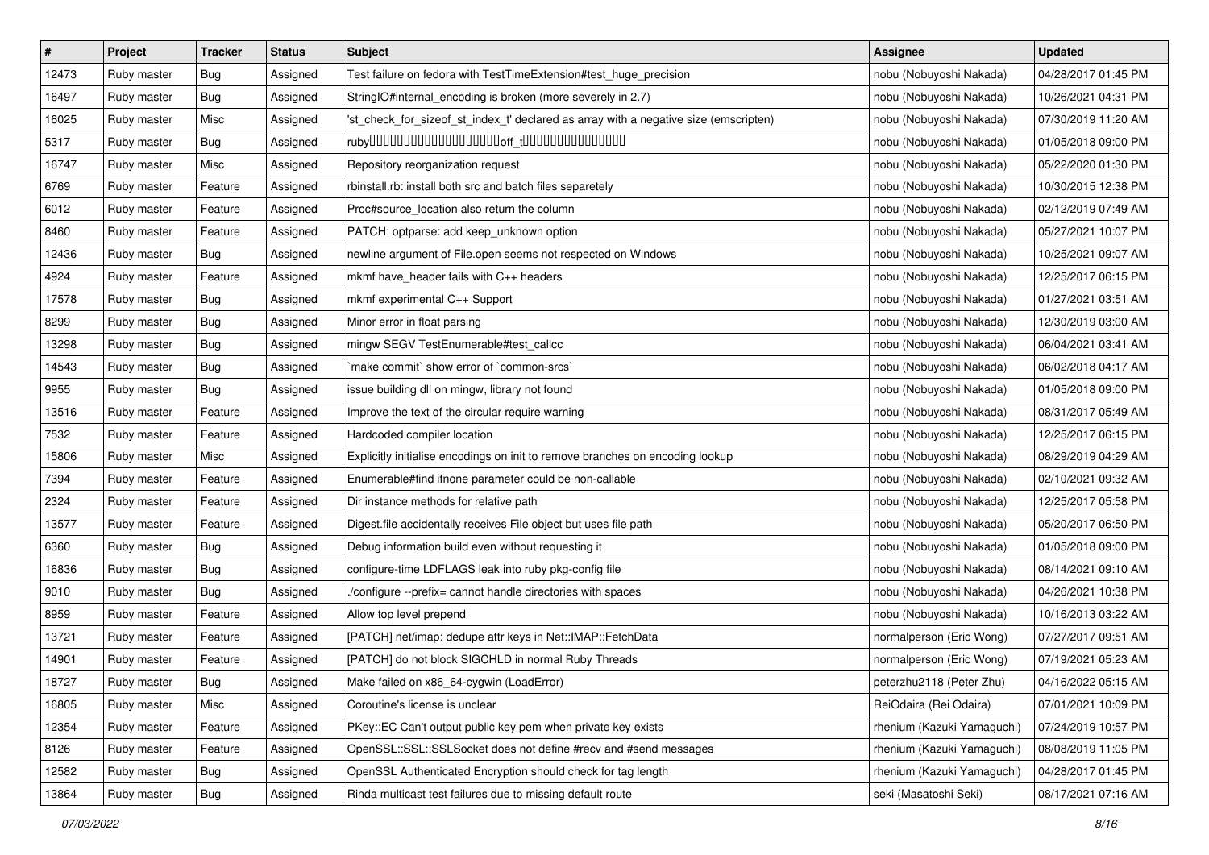| # | Project | Tracker | Status | Subject | Assignee | Updated |
|---|---|---|---|---|---|---|
| 12473 | Ruby master | Bug | Assigned | Test failure on fedora with TestTimeExtension#test_huge_precision | nobu (Nobuyoshi Nakada) | 04/28/2017 01:45 PM |
| 16497 | Ruby master | Bug | Assigned | StringIO#internal_encoding is broken (more severely in 2.7) | nobu (Nobuyoshi Nakada) | 10/26/2021 04:31 PM |
| 16025 | Ruby master | Misc | Assigned | 'st_check_for_sizeof_st_index_t' declared as array with a negative size (emscripten) | nobu (Nobuyoshi Nakada) | 07/30/2019 11:20 AM |
| 5317 | Ruby master | Bug | Assigned | ruby00000000000000000000off_t0000000000000000 | nobu (Nobuyoshi Nakada) | 01/05/2018 09:00 PM |
| 16747 | Ruby master | Misc | Assigned | Repository reorganization request | nobu (Nobuyoshi Nakada) | 05/22/2020 01:30 PM |
| 6769 | Ruby master | Feature | Assigned | rbinstall.rb: install both src and batch files separetely | nobu (Nobuyoshi Nakada) | 10/30/2015 12:38 PM |
| 6012 | Ruby master | Feature | Assigned | Proc#source_location also return the column | nobu (Nobuyoshi Nakada) | 02/12/2019 07:49 AM |
| 8460 | Ruby master | Feature | Assigned | PATCH: optparse: add keep_unknown option | nobu (Nobuyoshi Nakada) | 05/27/2021 10:07 PM |
| 12436 | Ruby master | Bug | Assigned | newline argument of File.open seems not respected on Windows | nobu (Nobuyoshi Nakada) | 10/25/2021 09:07 AM |
| 4924 | Ruby master | Feature | Assigned | mkmf have_header fails with C++ headers | nobu (Nobuyoshi Nakada) | 12/25/2017 06:15 PM |
| 17578 | Ruby master | Bug | Assigned | mkmf experimental C++ Support | nobu (Nobuyoshi Nakada) | 01/27/2021 03:51 AM |
| 8299 | Ruby master | Bug | Assigned | Minor error in float parsing | nobu (Nobuyoshi Nakada) | 12/30/2019 03:00 AM |
| 13298 | Ruby master | Bug | Assigned | mingw SEGV TestEnumerable#test_callcc | nobu (Nobuyoshi Nakada) | 06/04/2021 03:41 AM |
| 14543 | Ruby master | Bug | Assigned | `make commit` show error of `common-srcs` | nobu (Nobuyoshi Nakada) | 06/02/2018 04:17 AM |
| 9955 | Ruby master | Bug | Assigned | issue building dll on mingw, library not found | nobu (Nobuyoshi Nakada) | 01/05/2018 09:00 PM |
| 13516 | Ruby master | Feature | Assigned | Improve the text of the circular require warning | nobu (Nobuyoshi Nakada) | 08/31/2017 05:49 AM |
| 7532 | Ruby master | Feature | Assigned | Hardcoded compiler location | nobu (Nobuyoshi Nakada) | 12/25/2017 06:15 PM |
| 15806 | Ruby master | Misc | Assigned | Explicitly initialise encodings on init to remove branches on encoding lookup | nobu (Nobuyoshi Nakada) | 08/29/2019 04:29 AM |
| 7394 | Ruby master | Feature | Assigned | Enumerable#find ifnone parameter could be non-callable | nobu (Nobuyoshi Nakada) | 02/10/2021 09:32 AM |
| 2324 | Ruby master | Feature | Assigned | Dir instance methods for relative path | nobu (Nobuyoshi Nakada) | 12/25/2017 05:58 PM |
| 13577 | Ruby master | Feature | Assigned | Digest.file accidentally receives File object but uses file path | nobu (Nobuyoshi Nakada) | 05/20/2017 06:50 PM |
| 6360 | Ruby master | Bug | Assigned | Debug information build even without requesting it | nobu (Nobuyoshi Nakada) | 01/05/2018 09:00 PM |
| 16836 | Ruby master | Bug | Assigned | configure-time LDFLAGS leak into ruby pkg-config file | nobu (Nobuyoshi Nakada) | 08/14/2021 09:10 AM |
| 9010 | Ruby master | Bug | Assigned | ./configure --prefix= cannot handle directories with spaces | nobu (Nobuyoshi Nakada) | 04/26/2021 10:38 PM |
| 8959 | Ruby master | Feature | Assigned | Allow top level prepend | nobu (Nobuyoshi Nakada) | 10/16/2013 03:22 AM |
| 13721 | Ruby master | Feature | Assigned | [PATCH] net/imap: dedupe attr keys in Net::IMAP::FetchData | normalperson (Eric Wong) | 07/27/2017 09:51 AM |
| 14901 | Ruby master | Feature | Assigned | [PATCH] do not block SIGCHLD in normal Ruby Threads | normalperson (Eric Wong) | 07/19/2021 05:23 AM |
| 18727 | Ruby master | Bug | Assigned | Make failed on x86_64-cygwin (LoadError) | peterzhu2118 (Peter Zhu) | 04/16/2022 05:15 AM |
| 16805 | Ruby master | Misc | Assigned | Coroutine's license is unclear | ReiOdaira (Rei Odaira) | 07/01/2021 10:09 PM |
| 12354 | Ruby master | Feature | Assigned | PKey::EC Can't output public key pem when private key exists | rhenium (Kazuki Yamaguchi) | 07/24/2019 10:57 PM |
| 8126 | Ruby master | Feature | Assigned | OpenSSL::SSL::SSLSocket does not define #recv and #send messages | rhenium (Kazuki Yamaguchi) | 08/08/2019 11:05 PM |
| 12582 | Ruby master | Bug | Assigned | OpenSSL Authenticated Encryption should check for tag length | rhenium (Kazuki Yamaguchi) | 04/28/2017 01:45 PM |
| 13864 | Ruby master | Bug | Assigned | Rinda multicast test failures due to missing default route | seki (Masatoshi Seki) | 08/17/2021 07:16 AM |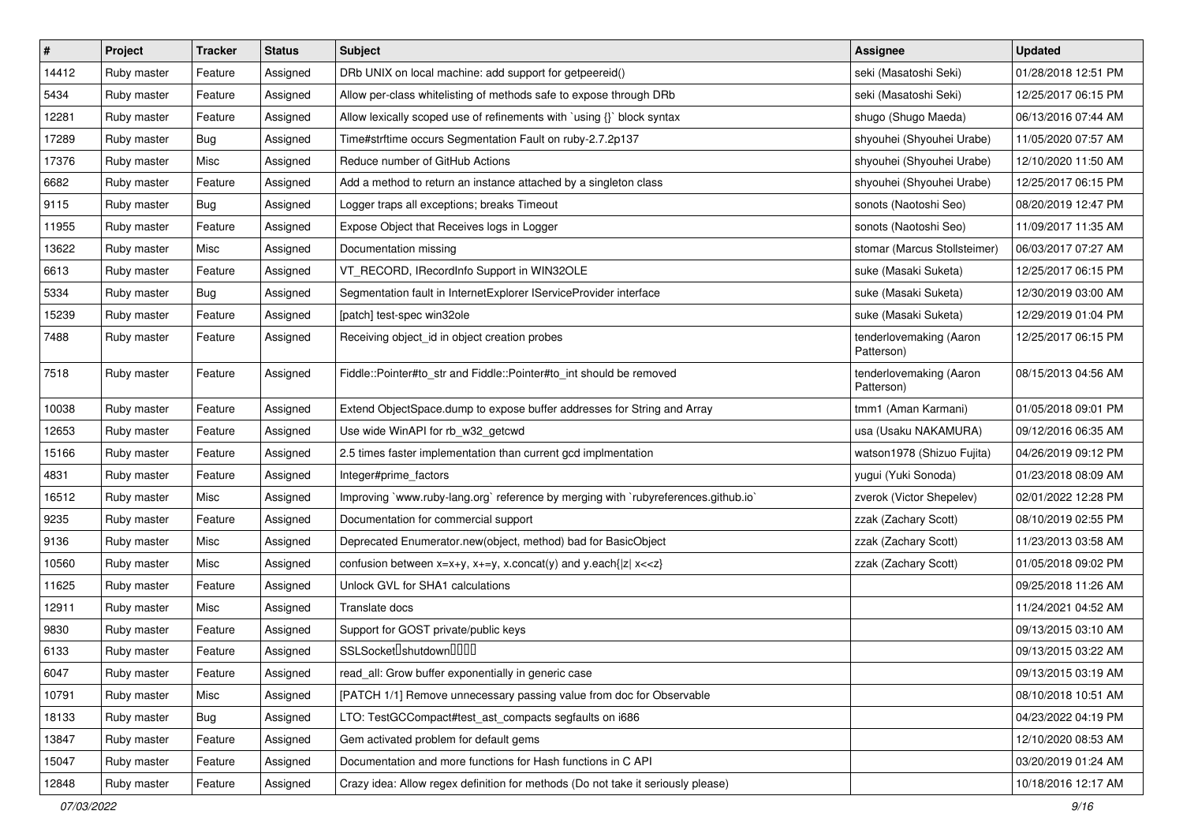| # | Project | Tracker | Status | Subject | Assignee | Updated |
|---|---|---|---|---|---|---|
| 14412 | Ruby master | Feature | Assigned | DRb UNIX on local machine: add support for getpeereid() | seki (Masatoshi Seki) | 01/28/2018 12:51 PM |
| 5434 | Ruby master | Feature | Assigned | Allow per-class whitelisting of methods safe to expose through DRb | seki (Masatoshi Seki) | 12/25/2017 06:15 PM |
| 12281 | Ruby master | Feature | Assigned | Allow lexically scoped use of refinements with `using {}` block syntax | shugo (Shugo Maeda) | 06/13/2016 07:44 AM |
| 17289 | Ruby master | Bug | Assigned | Time#strftime occurs Segmentation Fault on ruby-2.7.2p137 | shyouhei (Shyouhei Urabe) | 11/05/2020 07:57 AM |
| 17376 | Ruby master | Misc | Assigned | Reduce number of GitHub Actions | shyouhei (Shyouhei Urabe) | 12/10/2020 11:50 AM |
| 6682 | Ruby master | Feature | Assigned | Add a method to return an instance attached by a singleton class | shyouhei (Shyouhei Urabe) | 12/25/2017 06:15 PM |
| 9115 | Ruby master | Bug | Assigned | Logger traps all exceptions; breaks Timeout | sonots (Naotoshi Seo) | 08/20/2019 12:47 PM |
| 11955 | Ruby master | Feature | Assigned | Expose Object that Receives logs in Logger | sonots (Naotoshi Seo) | 11/09/2017 11:35 AM |
| 13622 | Ruby master | Misc | Assigned | Documentation missing | stomar (Marcus Stollsteimer) | 06/03/2017 07:27 AM |
| 6613 | Ruby master | Feature | Assigned | VT_RECORD, IRecordInfo Support in WIN32OLE | suke (Masaki Suketa) | 12/25/2017 06:15 PM |
| 5334 | Ruby master | Bug | Assigned | Segmentation fault in InternetExplorer IServiceProvider interface | suke (Masaki Suketa) | 12/30/2019 03:00 AM |
| 15239 | Ruby master | Feature | Assigned | [patch] test-spec win32ole | suke (Masaki Suketa) | 12/29/2019 01:04 PM |
| 7488 | Ruby master | Feature | Assigned | Receiving object_id in object creation probes | tenderlovemaking (Aaron Patterson) | 12/25/2017 06:15 PM |
| 7518 | Ruby master | Feature | Assigned | Fiddle::Pointer#to_str and Fiddle::Pointer#to_int should be removed | tenderlovemaking (Aaron Patterson) | 08/15/2013 04:56 AM |
| 10038 | Ruby master | Feature | Assigned | Extend ObjectSpace.dump to expose buffer addresses for String and Array | tmm1 (Aman Karmani) | 01/05/2018 09:01 PM |
| 12653 | Ruby master | Feature | Assigned | Use wide WinAPI for rb_w32_getcwd | usa (Usaku NAKAMURA) | 09/12/2016 06:35 AM |
| 15166 | Ruby master | Feature | Assigned | 2.5 times faster implementation than current gcd implmentation | watson1978 (Shizuo Fujita) | 04/26/2019 09:12 PM |
| 4831 | Ruby master | Feature | Assigned | Integer#prime_factors | yugui (Yuki Sonoda) | 01/23/2018 08:09 AM |
| 16512 | Ruby master | Misc | Assigned | Improving `www.ruby-lang.org` reference by merging with `rubyreferences.github.io` | zverok (Victor Shepelev) | 02/01/2022 12:28 PM |
| 9235 | Ruby master | Feature | Assigned | Documentation for commercial support | zzak (Zachary Scott) | 08/10/2019 02:55 PM |
| 9136 | Ruby master | Misc | Assigned | Deprecated Enumerator.new(object, method) bad for BasicObject | zzak (Zachary Scott) | 11/23/2013 03:58 AM |
| 10560 | Ruby master | Misc | Assigned | confusion between x=x+y, x+=y, x.concat(y) and y.each{\|z\| x<<z} | zzak (Zachary Scott) | 01/05/2018 09:02 PM |
| 11625 | Ruby master | Feature | Assigned | Unlock GVL for SHA1 calculations | | 09/25/2018 11:26 AM |
| 12911 | Ruby master | Misc | Assigned | Translate docs | | 11/24/2021 04:52 AM |
| 9830 | Ruby master | Feature | Assigned | Support for GOST private/public keys | | 09/13/2015 03:10 AM |
| 6133 | Ruby master | Feature | Assigned | SSLSocket�shutdown���� | | 09/13/2015 03:22 AM |
| 6047 | Ruby master | Feature | Assigned | read_all: Grow buffer exponentially in generic case | | 09/13/2015 03:19 AM |
| 10791 | Ruby master | Misc | Assigned | [PATCH 1/1] Remove unnecessary passing value from doc for Observable | | 08/10/2018 10:51 AM |
| 18133 | Ruby master | Bug | Assigned | LTO: TestGCCompact#test_ast_compacts segfaults on i686 | | 04/23/2022 04:19 PM |
| 13847 | Ruby master | Feature | Assigned | Gem activated problem for default gems | | 12/10/2020 08:53 AM |
| 15047 | Ruby master | Feature | Assigned | Documentation and more functions for Hash functions in C API | | 03/20/2019 01:24 AM |
| 12848 | Ruby master | Feature | Assigned | Crazy idea: Allow regex definition for methods (Do not take it seriously please) | | 10/18/2016 12:17 AM |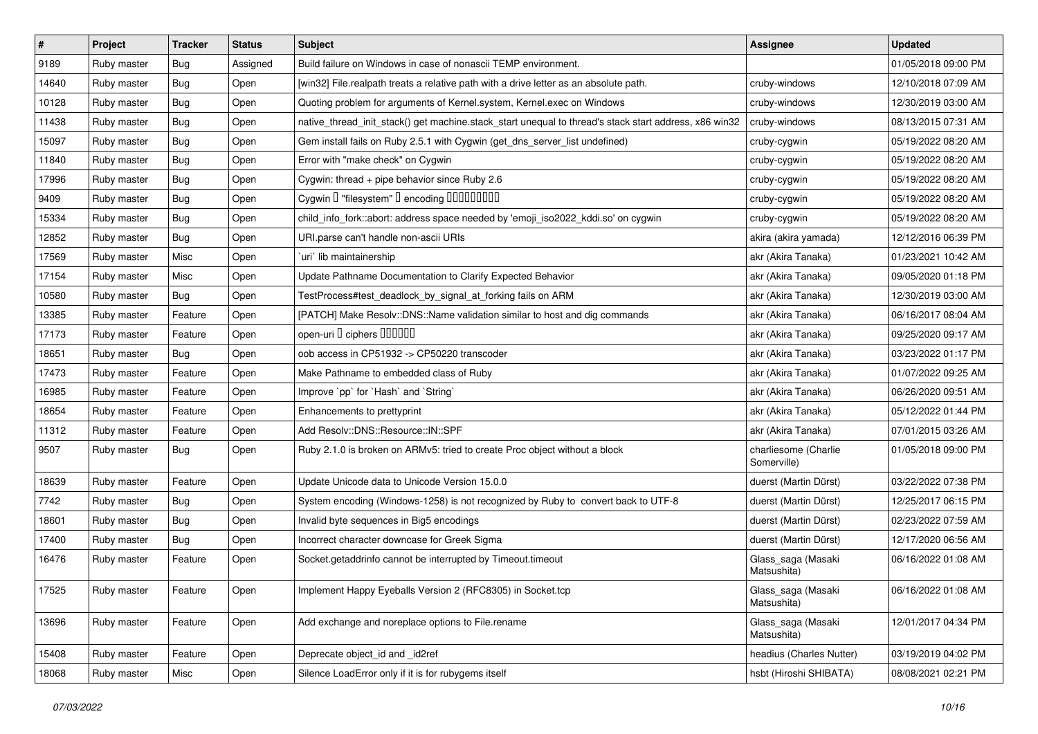| # | Project | Tracker | Status | Subject | Assignee | Updated |
| --- | --- | --- | --- | --- | --- | --- |
| 9189 | Ruby master | Bug | Assigned | Build failure on Windows in case of nonascii TEMP environment. | | 01/05/2018 09:00 PM |
| 14640 | Ruby master | Bug | Open | [win32] File.realpath treats a relative path with a drive letter as an absolute path. | cruby-windows | 12/10/2018 07:09 AM |
| 10128 | Ruby master | Bug | Open | Quoting problem for arguments of Kernel.system, Kernel.exec on Windows | cruby-windows | 12/30/2019 03:00 AM |
| 11438 | Ruby master | Bug | Open | native_thread_init_stack() get machine.stack_start unequal to thread's stack start address, x86 win32 | cruby-windows | 08/13/2015 07:31 AM |
| 15097 | Ruby master | Bug | Open | Gem install fails on Ruby 2.5.1 with Cygwin (get_dns_server_list undefined) | cruby-cygwin | 05/19/2022 08:20 AM |
| 11840 | Ruby master | Bug | Open | Error with "make check" on Cygwin | cruby-cygwin | 05/19/2022 08:20 AM |
| 17996 | Ruby master | Bug | Open | Cygwin: thread + pipe behavior since Ruby 2.6 | cruby-cygwin | 05/19/2022 08:20 AM |
| 9409 | Ruby master | Bug | Open | Cygwin � "filesystem" � encoding ��������� | cruby-cygwin | 05/19/2022 08:20 AM |
| 15334 | Ruby master | Bug | Open | child_info_fork::abort: address space needed by 'emoji_iso2022_kddi.so' on cygwin | cruby-cygwin | 05/19/2022 08:20 AM |
| 12852 | Ruby master | Bug | Open | URI.parse can't handle non-ascii URIs | akira (akira yamada) | 12/12/2016 06:39 PM |
| 17569 | Ruby master | Misc | Open | `uri` lib maintainership | akr (Akira Tanaka) | 01/23/2021 10:42 AM |
| 17154 | Ruby master | Misc | Open | Update Pathname Documentation to Clarify Expected Behavior | akr (Akira Tanaka) | 09/05/2020 01:18 PM |
| 10580 | Ruby master | Bug | Open | TestProcess#test_deadlock_by_signal_at_forking fails on ARM | akr (Akira Tanaka) | 12/30/2019 03:00 AM |
| 13385 | Ruby master | Feature | Open | [PATCH] Make Resolv::DNS::Name validation similar to host and dig commands | akr (Akira Tanaka) | 06/16/2017 08:04 AM |
| 17173 | Ruby master | Feature | Open | open-uri � ciphers ������ | akr (Akira Tanaka) | 09/25/2020 09:17 AM |
| 18651 | Ruby master | Bug | Open | oob access in CP51932 -> CP50220 transcoder | akr (Akira Tanaka) | 03/23/2022 01:17 PM |
| 17473 | Ruby master | Feature | Open | Make Pathname to embedded class of Ruby | akr (Akira Tanaka) | 01/07/2022 09:25 AM |
| 16985 | Ruby master | Feature | Open | Improve `pp` for `Hash` and `String` | akr (Akira Tanaka) | 06/26/2020 09:51 AM |
| 18654 | Ruby master | Feature | Open | Enhancements to prettyprint | akr (Akira Tanaka) | 05/12/2022 01:44 PM |
| 11312 | Ruby master | Feature | Open | Add Resolv::DNS::Resource::IN::SPF | akr (Akira Tanaka) | 07/01/2015 03:26 AM |
| 9507 | Ruby master | Bug | Open | Ruby 2.1.0 is broken on ARMv5: tried to create Proc object without a block | charliesome (Charlie Somerville) | 01/05/2018 09:00 PM |
| 18639 | Ruby master | Feature | Open | Update Unicode data to Unicode Version 15.0.0 | duerst (Martin Dürst) | 03/22/2022 07:38 PM |
| 7742 | Ruby master | Bug | Open | System encoding (Windows-1258) is not recognized by Ruby to convert back to UTF-8 | duerst (Martin Dürst) | 12/25/2017 06:15 PM |
| 18601 | Ruby master | Bug | Open | Invalid byte sequences in Big5 encodings | duerst (Martin Dürst) | 02/23/2022 07:59 AM |
| 17400 | Ruby master | Bug | Open | Incorrect character downcase for Greek Sigma | duerst (Martin Dürst) | 12/17/2020 06:56 AM |
| 16476 | Ruby master | Feature | Open | Socket.getaddrinfo cannot be interrupted by Timeout.timeout | Glass_saga (Masaki Matsushita) | 06/16/2022 01:08 AM |
| 17525 | Ruby master | Feature | Open | Implement Happy Eyeballs Version 2 (RFC8305) in Socket.tcp | Glass_saga (Masaki Matsushita) | 06/16/2022 01:08 AM |
| 13696 | Ruby master | Feature | Open | Add exchange and noreplace options to File.rename | Glass_saga (Masaki Matsushita) | 12/01/2017 04:34 PM |
| 15408 | Ruby master | Feature | Open | Deprecate object_id and _id2ref | headius (Charles Nutter) | 03/19/2019 04:02 PM |
| 18068 | Ruby master | Misc | Open | Silence LoadError only if it is for rubygems itself | hsbt (Hiroshi SHIBATA) | 08/08/2021 02:21 PM |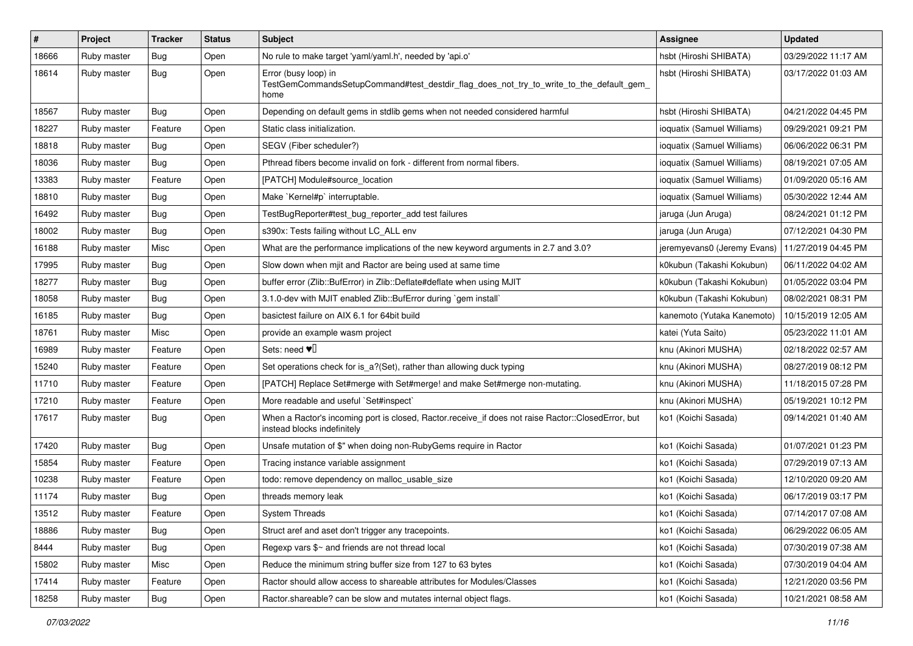| # | Project | Tracker | Status | Subject | Assignee | Updated |
| --- | --- | --- | --- | --- | --- | --- |
| 18666 | Ruby master | Bug | Open | No rule to make target 'yaml/yaml.h', needed by 'api.o' | hsbt (Hiroshi SHIBATA) | 03/29/2022 11:17 AM |
| 18614 | Ruby master | Bug | Open | Error (busy loop) in TestGemCommandsSetupCommand#test_destdir_flag_does_not_try_to_write_to_the_default_gem_home | hsbt (Hiroshi SHIBATA) | 03/17/2022 01:03 AM |
| 18567 | Ruby master | Bug | Open | Depending on default gems in stdlib gems when not needed considered harmful | hsbt (Hiroshi SHIBATA) | 04/21/2022 04:45 PM |
| 18227 | Ruby master | Feature | Open | Static class initialization. | ioquatix (Samuel Williams) | 09/29/2021 09:21 PM |
| 18818 | Ruby master | Bug | Open | SEGV (Fiber scheduler?) | ioquatix (Samuel Williams) | 06/06/2022 06:31 PM |
| 18036 | Ruby master | Bug | Open | Pthread fibers become invalid on fork - different from normal fibers. | ioquatix (Samuel Williams) | 08/19/2021 07:05 AM |
| 13383 | Ruby master | Feature | Open | [PATCH] Module#source_location | ioquatix (Samuel Williams) | 01/09/2020 05:16 AM |
| 18810 | Ruby master | Bug | Open | Make `Kernel#p` interruptable. | ioquatix (Samuel Williams) | 05/30/2022 12:44 AM |
| 16492 | Ruby master | Bug | Open | TestBugReporter#test_bug_reporter_add test failures | jaruga (Jun Aruga) | 08/24/2021 01:12 PM |
| 18002 | Ruby master | Bug | Open | s390x: Tests failing without LC_ALL env | jaruga (Jun Aruga) | 07/12/2021 04:30 PM |
| 16188 | Ruby master | Misc | Open | What are the performance implications of the new keyword arguments in 2.7 and 3.0? | jeremyevans0 (Jeremy Evans) | 11/27/2019 04:45 PM |
| 17995 | Ruby master | Bug | Open | Slow down when mjit and Ractor are being used at same time | k0kubun (Takashi Kokubun) | 06/11/2022 04:02 AM |
| 18277 | Ruby master | Bug | Open | buffer error (Zlib::BufError) in Zlib::Deflate#deflate when using MJIT | k0kubun (Takashi Kokubun) | 01/05/2022 03:04 PM |
| 18058 | Ruby master | Bug | Open | 3.1.0-dev with MJIT enabled Zlib::BufError during `gem install` | k0kubun (Takashi Kokubun) | 08/02/2021 08:31 PM |
| 16185 | Ruby master | Bug | Open | basictest failure on AIX 6.1 for 64bit build | kanemoto (Yutaka Kanemoto) | 10/15/2019 12:05 AM |
| 18761 | Ruby master | Misc | Open | provide an example wasm project | katei (Yuta Saito) | 05/23/2022 11:01 AM |
| 16989 | Ruby master | Feature | Open | Sets: need ♥️ | knu (Akinori MUSHA) | 02/18/2022 02:57 AM |
| 15240 | Ruby master | Feature | Open | Set operations check for is_a?(Set), rather than allowing duck typing | knu (Akinori MUSHA) | 08/27/2019 08:12 PM |
| 11710 | Ruby master | Feature | Open | [PATCH] Replace Set#merge with Set#merge! and make Set#merge non-mutating. | knu (Akinori MUSHA) | 11/18/2015 07:28 PM |
| 17210 | Ruby master | Feature | Open | More readable and useful `Set#inspect` | knu (Akinori MUSHA) | 05/19/2021 10:12 PM |
| 17617 | Ruby master | Bug | Open | When a Ractor's incoming port is closed, Ractor.receive_if does not raise Ractor::ClosedError, but instead blocks indefinitely | ko1 (Koichi Sasada) | 09/14/2021 01:40 AM |
| 17420 | Ruby master | Bug | Open | Unsafe mutation of $" when doing non-RubyGems require in Ractor | ko1 (Koichi Sasada) | 01/07/2021 01:23 PM |
| 15854 | Ruby master | Feature | Open | Tracing instance variable assignment | ko1 (Koichi Sasada) | 07/29/2019 07:13 AM |
| 10238 | Ruby master | Feature | Open | todo: remove dependency on malloc_usable_size | ko1 (Koichi Sasada) | 12/10/2020 09:20 AM |
| 11174 | Ruby master | Bug | Open | threads memory leak | ko1 (Koichi Sasada) | 06/17/2019 03:17 PM |
| 13512 | Ruby master | Feature | Open | System Threads | ko1 (Koichi Sasada) | 07/14/2017 07:08 AM |
| 18886 | Ruby master | Bug | Open | Struct aref and aset don't trigger any tracepoints. | ko1 (Koichi Sasada) | 06/29/2022 06:05 AM |
| 8444 | Ruby master | Bug | Open | Regexp vars $~ and friends are not thread local | ko1 (Koichi Sasada) | 07/30/2019 07:38 AM |
| 15802 | Ruby master | Misc | Open | Reduce the minimum string buffer size from 127 to 63 bytes | ko1 (Koichi Sasada) | 07/30/2019 04:04 AM |
| 17414 | Ruby master | Feature | Open | Ractor should allow access to shareable attributes for Modules/Classes | ko1 (Koichi Sasada) | 12/21/2020 03:56 PM |
| 18258 | Ruby master | Bug | Open | Ractor.shareable? can be slow and mutates internal object flags. | ko1 (Koichi Sasada) | 10/21/2021 08:58 AM |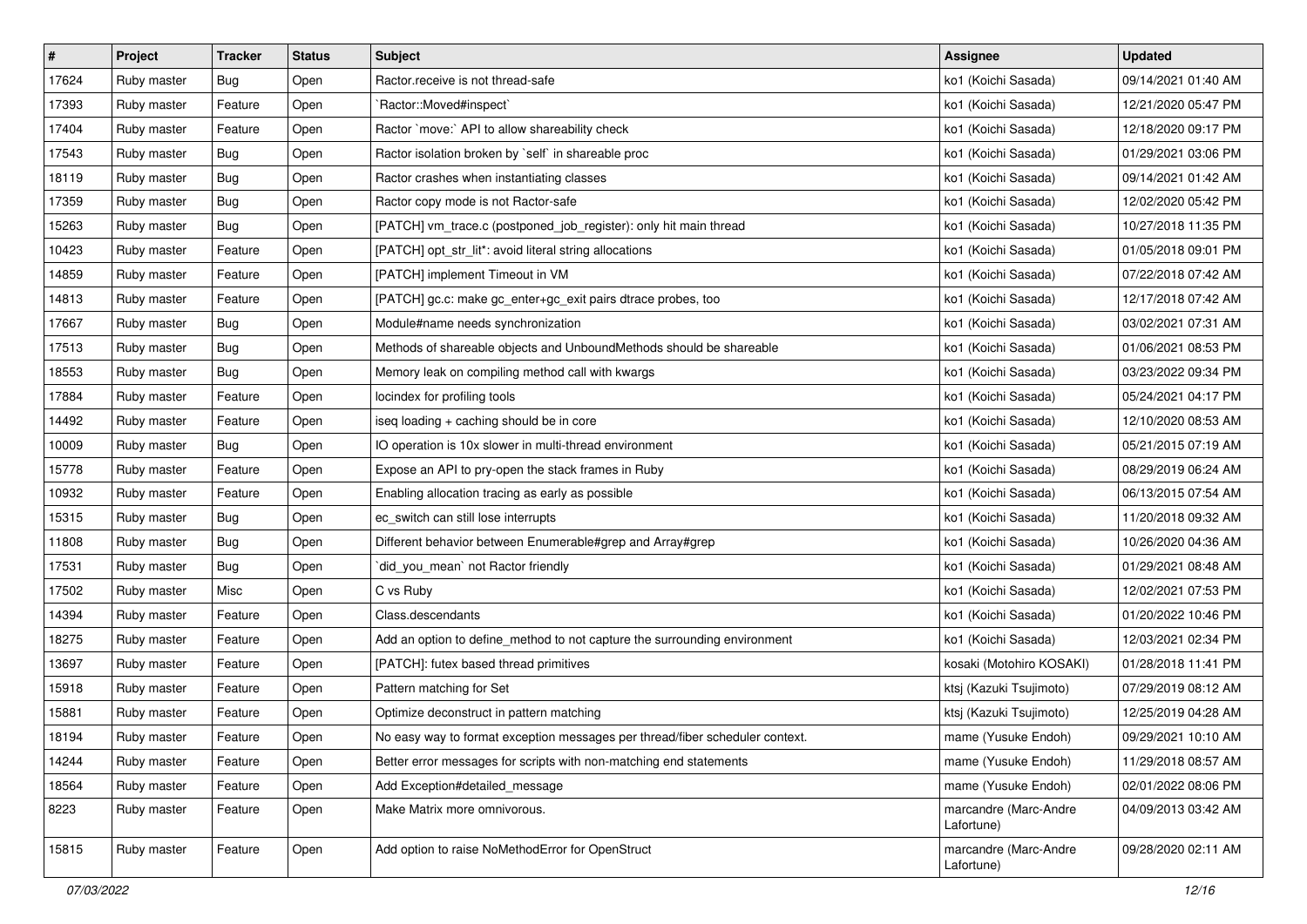| # | Project | Tracker | Status | Subject | Assignee | Updated |
|---|---|---|---|---|---|---|
| 17624 | Ruby master | Bug | Open | Ractor.receive is not thread-safe | ko1 (Koichi Sasada) | 09/14/2021 01:40 AM |
| 17393 | Ruby master | Feature | Open | `Ractor::Moved#inspect` | ko1 (Koichi Sasada) | 12/21/2020 05:47 PM |
| 17404 | Ruby master | Feature | Open | Ractor `move:` API to allow shareability check | ko1 (Koichi Sasada) | 12/18/2020 09:17 PM |
| 17543 | Ruby master | Bug | Open | Ractor isolation broken by `self` in shareable proc | ko1 (Koichi Sasada) | 01/29/2021 03:06 PM |
| 18119 | Ruby master | Bug | Open | Ractor crashes when instantiating classes | ko1 (Koichi Sasada) | 09/14/2021 01:42 AM |
| 17359 | Ruby master | Bug | Open | Ractor copy mode is not Ractor-safe | ko1 (Koichi Sasada) | 12/02/2020 05:42 PM |
| 15263 | Ruby master | Bug | Open | [PATCH] vm_trace.c (postponed_job_register): only hit main thread | ko1 (Koichi Sasada) | 10/27/2018 11:35 PM |
| 10423 | Ruby master | Feature | Open | [PATCH] opt_str_lit*: avoid literal string allocations | ko1 (Koichi Sasada) | 01/05/2018 09:01 PM |
| 14859 | Ruby master | Feature | Open | [PATCH] implement Timeout in VM | ko1 (Koichi Sasada) | 07/22/2018 07:42 AM |
| 14813 | Ruby master | Feature | Open | [PATCH] gc.c: make gc_enter+gc_exit pairs dtrace probes, too | ko1 (Koichi Sasada) | 12/17/2018 07:42 AM |
| 17667 | Ruby master | Bug | Open | Module#name needs synchronization | ko1 (Koichi Sasada) | 03/02/2021 07:31 AM |
| 17513 | Ruby master | Bug | Open | Methods of shareable objects and UnboundMethods should be shareable | ko1 (Koichi Sasada) | 01/06/2021 08:53 PM |
| 18553 | Ruby master | Bug | Open | Memory leak on compiling method call with kwargs | ko1 (Koichi Sasada) | 03/23/2022 09:34 PM |
| 17884 | Ruby master | Feature | Open | locindex for profiling tools | ko1 (Koichi Sasada) | 05/24/2021 04:17 PM |
| 14492 | Ruby master | Feature | Open | iseq loading + caching should be in core | ko1 (Koichi Sasada) | 12/10/2020 08:53 AM |
| 10009 | Ruby master | Bug | Open | IO operation is 10x slower in multi-thread environment | ko1 (Koichi Sasada) | 05/21/2015 07:19 AM |
| 15778 | Ruby master | Feature | Open | Expose an API to pry-open the stack frames in Ruby | ko1 (Koichi Sasada) | 08/29/2019 06:24 AM |
| 10932 | Ruby master | Feature | Open | Enabling allocation tracing as early as possible | ko1 (Koichi Sasada) | 06/13/2015 07:54 AM |
| 15315 | Ruby master | Bug | Open | ec_switch can still lose interrupts | ko1 (Koichi Sasada) | 11/20/2018 09:32 AM |
| 11808 | Ruby master | Bug | Open | Different behavior between Enumerable#grep and Array#grep | ko1 (Koichi Sasada) | 10/26/2020 04:36 AM |
| 17531 | Ruby master | Bug | Open | `did_you_mean` not Ractor friendly | ko1 (Koichi Sasada) | 01/29/2021 08:48 AM |
| 17502 | Ruby master | Misc | Open | C vs Ruby | ko1 (Koichi Sasada) | 12/02/2021 07:53 PM |
| 14394 | Ruby master | Feature | Open | Class.descendants | ko1 (Koichi Sasada) | 01/20/2022 10:46 PM |
| 18275 | Ruby master | Feature | Open | Add an option to define_method to not capture the surrounding environment | ko1 (Koichi Sasada) | 12/03/2021 02:34 PM |
| 13697 | Ruby master | Feature | Open | [PATCH]: futex based thread primitives | kosaki (Motohiro KOSAKI) | 01/28/2018 11:41 PM |
| 15918 | Ruby master | Feature | Open | Pattern matching for Set | ktsj (Kazuki Tsujimoto) | 07/29/2019 08:12 AM |
| 15881 | Ruby master | Feature | Open | Optimize deconstruct in pattern matching | ktsj (Kazuki Tsujimoto) | 12/25/2019 04:28 AM |
| 18194 | Ruby master | Feature | Open | No easy way to format exception messages per thread/fiber scheduler context. | mame (Yusuke Endoh) | 09/29/2021 10:10 AM |
| 14244 | Ruby master | Feature | Open | Better error messages for scripts with non-matching end statements | mame (Yusuke Endoh) | 11/29/2018 08:57 AM |
| 18564 | Ruby master | Feature | Open | Add Exception#detailed_message | mame (Yusuke Endoh) | 02/01/2022 08:06 PM |
| 8223 | Ruby master | Feature | Open | Make Matrix more omnivorous. | marcandre (Marc-Andre Lafortune) | 04/09/2013 03:42 AM |
| 15815 | Ruby master | Feature | Open | Add option to raise NoMethodError for OpenStruct | marcandre (Marc-Andre Lafortune) | 09/28/2020 02:11 AM |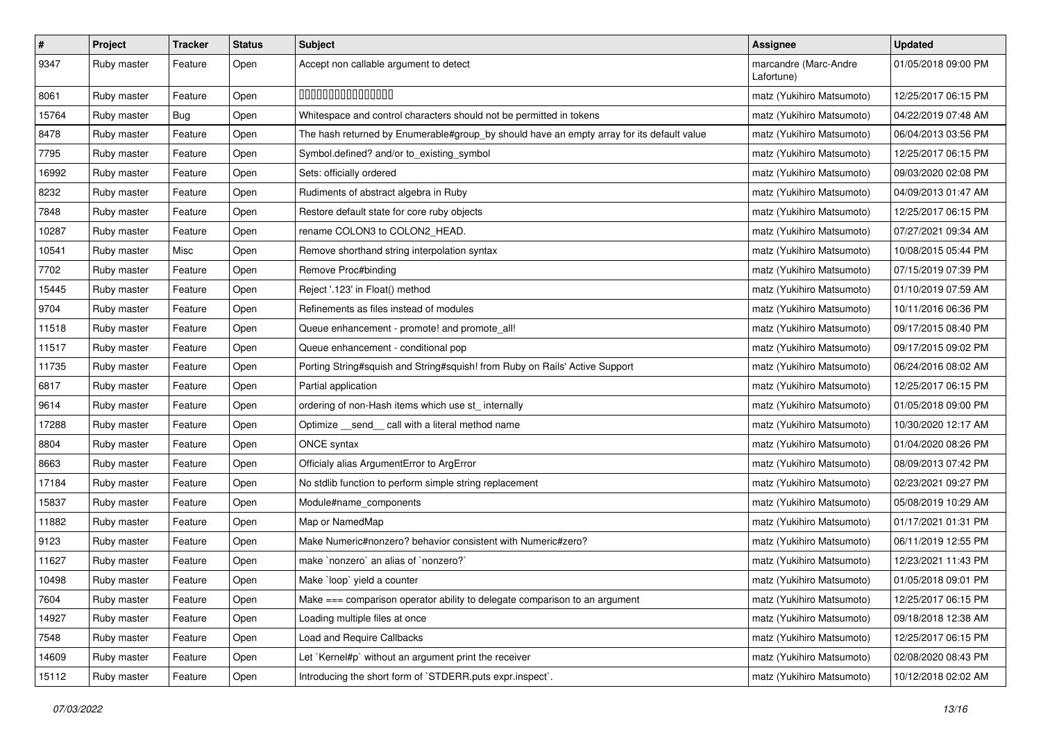| # | Project | Tracker | Status | Subject | Assignee | Updated |
|---|---|---|---|---|---|---|
| 9347 | Ruby master | Feature | Open | Accept non callable argument to detect | marcandre (Marc-Andre Lafortune) | 01/05/2018 09:00 PM |
| 8061 | Ruby master | Feature | Open | 0000000000000000 | matz (Yukihiro Matsumoto) | 12/25/2017 06:15 PM |
| 15764 | Ruby master | Bug | Open | Whitespace and control characters should not be permitted in tokens | matz (Yukihiro Matsumoto) | 04/22/2019 07:48 AM |
| 8478 | Ruby master | Feature | Open | The hash returned by Enumerable#group_by should have an empty array for its default value | matz (Yukihiro Matsumoto) | 06/04/2013 03:56 PM |
| 7795 | Ruby master | Feature | Open | Symbol.defined? and/or to_existing_symbol | matz (Yukihiro Matsumoto) | 12/25/2017 06:15 PM |
| 16992 | Ruby master | Feature | Open | Sets: officially ordered | matz (Yukihiro Matsumoto) | 09/03/2020 02:08 PM |
| 8232 | Ruby master | Feature | Open | Rudiments of abstract algebra in Ruby | matz (Yukihiro Matsumoto) | 04/09/2013 01:47 AM |
| 7848 | Ruby master | Feature | Open | Restore default state for core ruby objects | matz (Yukihiro Matsumoto) | 12/25/2017 06:15 PM |
| 10287 | Ruby master | Feature | Open | rename COLON3 to COLON2_HEAD. | matz (Yukihiro Matsumoto) | 07/27/2021 09:34 AM |
| 10541 | Ruby master | Misc | Open | Remove shorthand string interpolation syntax | matz (Yukihiro Matsumoto) | 10/08/2015 05:44 PM |
| 7702 | Ruby master | Feature | Open | Remove Proc#binding | matz (Yukihiro Matsumoto) | 07/15/2019 07:39 PM |
| 15445 | Ruby master | Feature | Open | Reject '.123' in Float() method | matz (Yukihiro Matsumoto) | 01/10/2019 07:59 AM |
| 9704 | Ruby master | Feature | Open | Refinements as files instead of modules | matz (Yukihiro Matsumoto) | 10/11/2016 06:36 PM |
| 11518 | Ruby master | Feature | Open | Queue enhancement - promote! and promote_all! | matz (Yukihiro Matsumoto) | 09/17/2015 08:40 PM |
| 11517 | Ruby master | Feature | Open | Queue enhancement - conditional pop | matz (Yukihiro Matsumoto) | 09/17/2015 09:02 PM |
| 11735 | Ruby master | Feature | Open | Porting String#squish and String#squish! from Ruby on Rails' Active Support | matz (Yukihiro Matsumoto) | 06/24/2016 08:02 AM |
| 6817 | Ruby master | Feature | Open | Partial application | matz (Yukihiro Matsumoto) | 12/25/2017 06:15 PM |
| 9614 | Ruby master | Feature | Open | ordering of non-Hash items which use st_ internally | matz (Yukihiro Matsumoto) | 01/05/2018 09:00 PM |
| 17288 | Ruby master | Feature | Open | Optimize __send__ call with a literal method name | matz (Yukihiro Matsumoto) | 10/30/2020 12:17 AM |
| 8804 | Ruby master | Feature | Open | ONCE syntax | matz (Yukihiro Matsumoto) | 01/04/2020 08:26 PM |
| 8663 | Ruby master | Feature | Open | Officialy alias ArgumentError to ArgError | matz (Yukihiro Matsumoto) | 08/09/2013 07:42 PM |
| 17184 | Ruby master | Feature | Open | No stdlib function to perform simple string replacement | matz (Yukihiro Matsumoto) | 02/23/2021 09:27 PM |
| 15837 | Ruby master | Feature | Open | Module#name_components | matz (Yukihiro Matsumoto) | 05/08/2019 10:29 AM |
| 11882 | Ruby master | Feature | Open | Map or NamedMap | matz (Yukihiro Matsumoto) | 01/17/2021 01:31 PM |
| 9123 | Ruby master | Feature | Open | Make Numeric#nonzero? behavior consistent with Numeric#zero? | matz (Yukihiro Matsumoto) | 06/11/2019 12:55 PM |
| 11627 | Ruby master | Feature | Open | make `nonzero` an alias of `nonzero?` | matz (Yukihiro Matsumoto) | 12/23/2021 11:43 PM |
| 10498 | Ruby master | Feature | Open | Make `loop` yield a counter | matz (Yukihiro Matsumoto) | 01/05/2018 09:01 PM |
| 7604 | Ruby master | Feature | Open | Make === comparison operator ability to delegate comparison to an argument | matz (Yukihiro Matsumoto) | 12/25/2017 06:15 PM |
| 14927 | Ruby master | Feature | Open | Loading multiple files at once | matz (Yukihiro Matsumoto) | 09/18/2018 12:38 AM |
| 7548 | Ruby master | Feature | Open | Load and Require Callbacks | matz (Yukihiro Matsumoto) | 12/25/2017 06:15 PM |
| 14609 | Ruby master | Feature | Open | Let `Kernel#p` without an argument print the receiver | matz (Yukihiro Matsumoto) | 02/08/2020 08:43 PM |
| 15112 | Ruby master | Feature | Open | Introducing the short form of `STDERR.puts expr.inspect`. | matz (Yukihiro Matsumoto) | 10/12/2018 02:02 AM |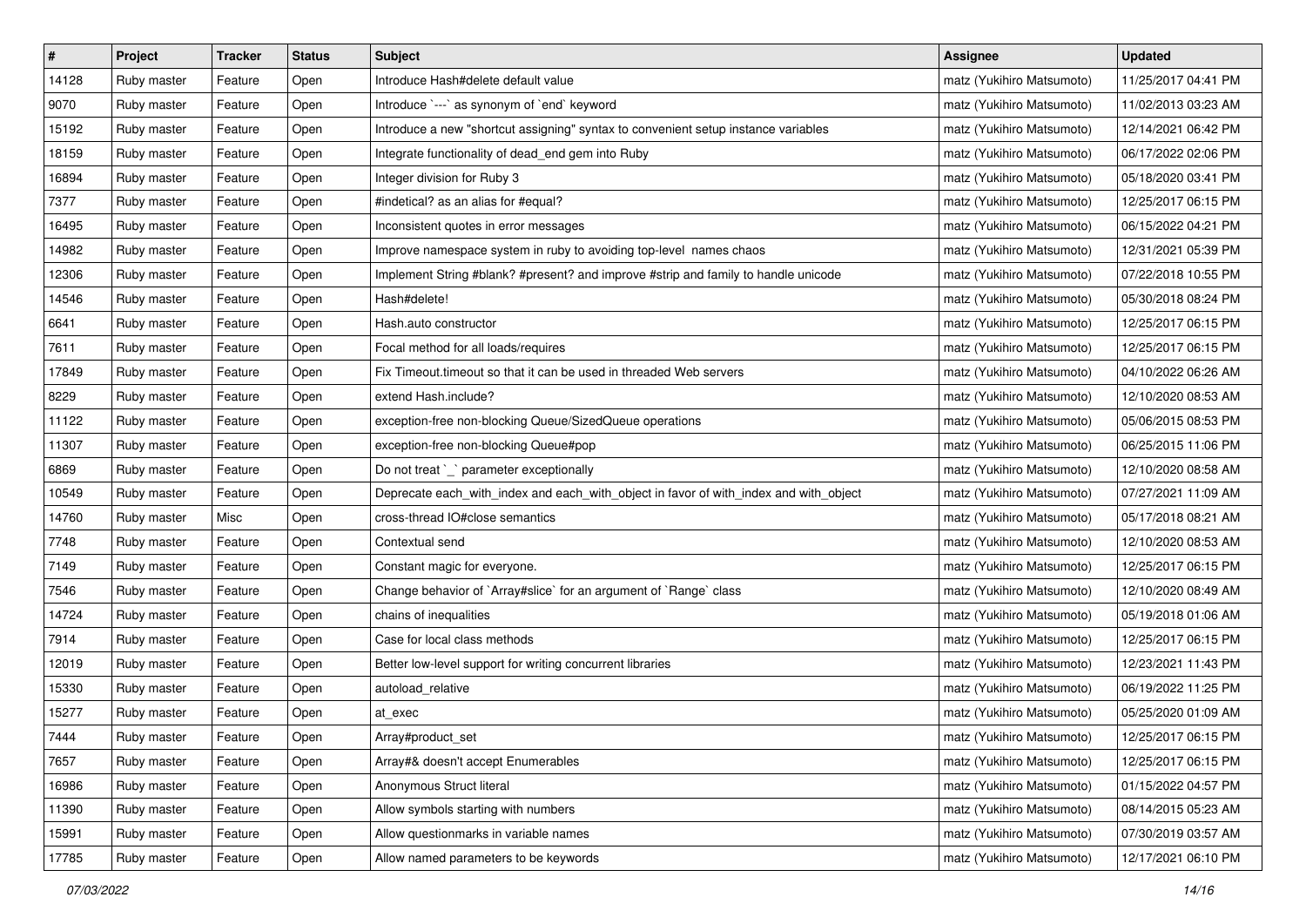| # | Project | Tracker | Status | Subject | Assignee | Updated |
|---|---|---|---|---|---|---|
| 14128 | Ruby master | Feature | Open | Introduce Hash#delete default value | matz (Yukihiro Matsumoto) | 11/25/2017 04:41 PM |
| 9070 | Ruby master | Feature | Open | Introduce `---` as synonym of `end` keyword | matz (Yukihiro Matsumoto) | 11/02/2013 03:23 AM |
| 15192 | Ruby master | Feature | Open | Introduce a new "shortcut assigning" syntax to convenient setup instance variables | matz (Yukihiro Matsumoto) | 12/14/2021 06:42 PM |
| 18159 | Ruby master | Feature | Open | Integrate functionality of dead_end gem into Ruby | matz (Yukihiro Matsumoto) | 06/17/2022 02:06 PM |
| 16894 | Ruby master | Feature | Open | Integer division for Ruby 3 | matz (Yukihiro Matsumoto) | 05/18/2020 03:41 PM |
| 7377 | Ruby master | Feature | Open | #indetical? as an alias for #equal? | matz (Yukihiro Matsumoto) | 12/25/2017 06:15 PM |
| 16495 | Ruby master | Feature | Open | Inconsistent quotes in error messages | matz (Yukihiro Matsumoto) | 06/15/2022 04:21 PM |
| 14982 | Ruby master | Feature | Open | Improve namespace system in ruby to avoiding top-level names chaos | matz (Yukihiro Matsumoto) | 12/31/2021 05:39 PM |
| 12306 | Ruby master | Feature | Open | Implement String #blank? #present? and improve #strip and family to handle unicode | matz (Yukihiro Matsumoto) | 07/22/2018 10:55 PM |
| 14546 | Ruby master | Feature | Open | Hash#delete! | matz (Yukihiro Matsumoto) | 05/30/2018 08:24 PM |
| 6641 | Ruby master | Feature | Open | Hash.auto constructor | matz (Yukihiro Matsumoto) | 12/25/2017 06:15 PM |
| 7611 | Ruby master | Feature | Open | Focal method for all loads/requires | matz (Yukihiro Matsumoto) | 12/25/2017 06:15 PM |
| 17849 | Ruby master | Feature | Open | Fix Timeout.timeout so that it can be used in threaded Web servers | matz (Yukihiro Matsumoto) | 04/10/2022 06:26 AM |
| 8229 | Ruby master | Feature | Open | extend Hash.include? | matz (Yukihiro Matsumoto) | 12/10/2020 08:53 AM |
| 11122 | Ruby master | Feature | Open | exception-free non-blocking Queue/SizedQueue operations | matz (Yukihiro Matsumoto) | 05/06/2015 08:53 PM |
| 11307 | Ruby master | Feature | Open | exception-free non-blocking Queue#pop | matz (Yukihiro Matsumoto) | 06/25/2015 11:06 PM |
| 6869 | Ruby master | Feature | Open | Do not treat `_` parameter exceptionally | matz (Yukihiro Matsumoto) | 12/10/2020 08:58 AM |
| 10549 | Ruby master | Feature | Open | Deprecate each_with_index and each_with_object in favor of with_index and with_object | matz (Yukihiro Matsumoto) | 07/27/2021 11:09 AM |
| 14760 | Ruby master | Misc | Open | cross-thread IO#close semantics | matz (Yukihiro Matsumoto) | 05/17/2018 08:21 AM |
| 7748 | Ruby master | Feature | Open | Contextual send | matz (Yukihiro Matsumoto) | 12/10/2020 08:53 AM |
| 7149 | Ruby master | Feature | Open | Constant magic for everyone. | matz (Yukihiro Matsumoto) | 12/25/2017 06:15 PM |
| 7546 | Ruby master | Feature | Open | Change behavior of `Array#slice` for an argument of `Range` class | matz (Yukihiro Matsumoto) | 12/10/2020 08:49 AM |
| 14724 | Ruby master | Feature | Open | chains of inequalities | matz (Yukihiro Matsumoto) | 05/19/2018 01:06 AM |
| 7914 | Ruby master | Feature | Open | Case for local class methods | matz (Yukihiro Matsumoto) | 12/25/2017 06:15 PM |
| 12019 | Ruby master | Feature | Open | Better low-level support for writing concurrent libraries | matz (Yukihiro Matsumoto) | 12/23/2021 11:43 PM |
| 15330 | Ruby master | Feature | Open | autoload_relative | matz (Yukihiro Matsumoto) | 06/19/2022 11:25 PM |
| 15277 | Ruby master | Feature | Open | at_exec | matz (Yukihiro Matsumoto) | 05/25/2020 01:09 AM |
| 7444 | Ruby master | Feature | Open | Array#product_set | matz (Yukihiro Matsumoto) | 12/25/2017 06:15 PM |
| 7657 | Ruby master | Feature | Open | Array#& doesn't accept Enumerables | matz (Yukihiro Matsumoto) | 12/25/2017 06:15 PM |
| 16986 | Ruby master | Feature | Open | Anonymous Struct literal | matz (Yukihiro Matsumoto) | 01/15/2022 04:57 PM |
| 11390 | Ruby master | Feature | Open | Allow symbols starting with numbers | matz (Yukihiro Matsumoto) | 08/14/2015 05:23 AM |
| 15991 | Ruby master | Feature | Open | Allow questionmarks in variable names | matz (Yukihiro Matsumoto) | 07/30/2019 03:57 AM |
| 17785 | Ruby master | Feature | Open | Allow named parameters to be keywords | matz (Yukihiro Matsumoto) | 12/17/2021 06:10 PM |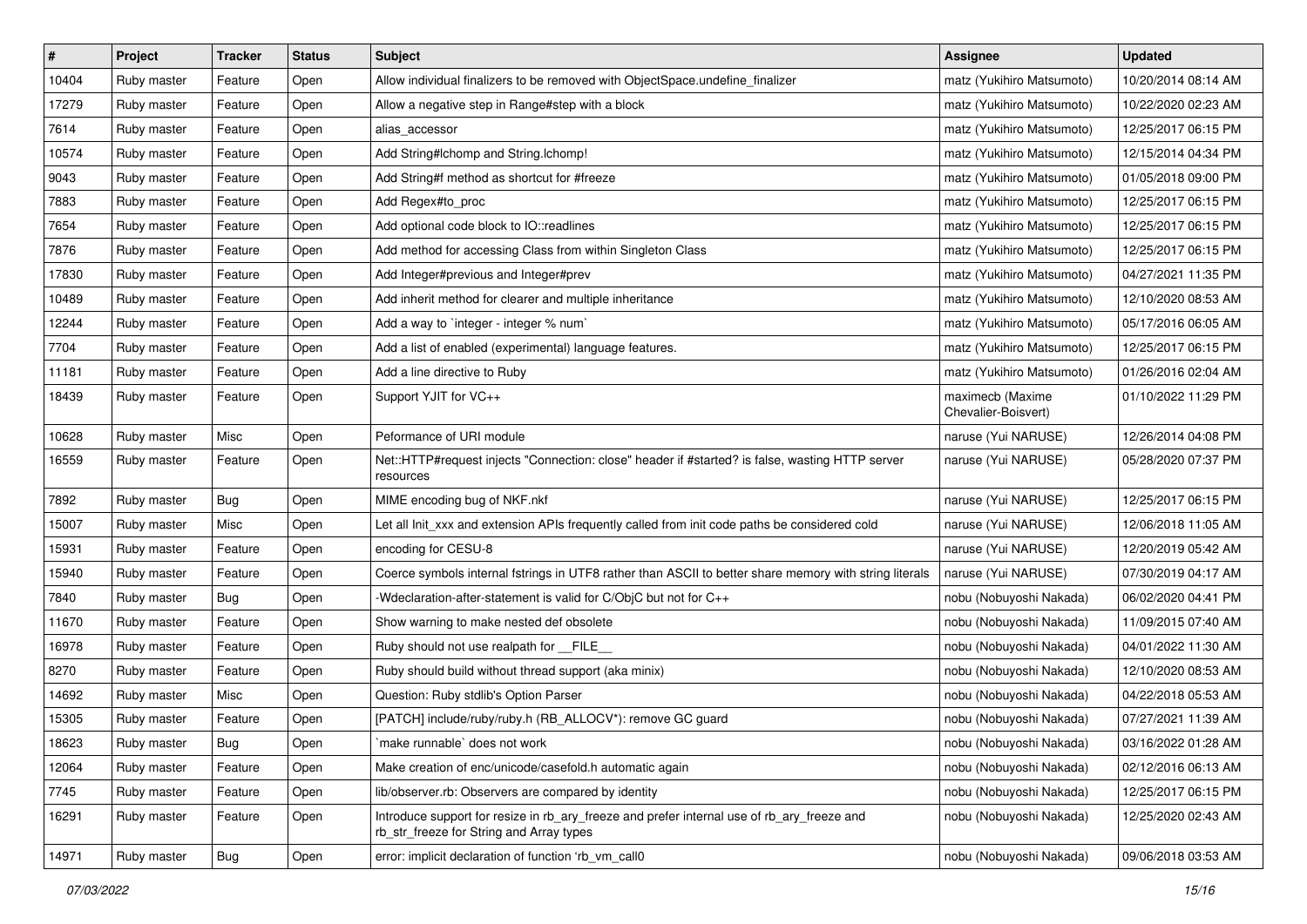| # | Project | Tracker | Status | Subject | Assignee | Updated |
|---|---|---|---|---|---|---|
| 10404 | Ruby master | Feature | Open | Allow individual finalizers to be removed with ObjectSpace.undefine_finalizer | matz (Yukihiro Matsumoto) | 10/20/2014 08:14 AM |
| 17279 | Ruby master | Feature | Open | Allow a negative step in Range#step with a block | matz (Yukihiro Matsumoto) | 10/22/2020 02:23 AM |
| 7614 | Ruby master | Feature | Open | alias_accessor | matz (Yukihiro Matsumoto) | 12/25/2017 06:15 PM |
| 10574 | Ruby master | Feature | Open | Add String#lchomp and String.lchomp! | matz (Yukihiro Matsumoto) | 12/15/2014 04:34 PM |
| 9043 | Ruby master | Feature | Open | Add String#f method as shortcut for #freeze | matz (Yukihiro Matsumoto) | 01/05/2018 09:00 PM |
| 7883 | Ruby master | Feature | Open | Add Regex#to_proc | matz (Yukihiro Matsumoto) | 12/25/2017 06:15 PM |
| 7654 | Ruby master | Feature | Open | Add optional code block to IO::readlines | matz (Yukihiro Matsumoto) | 12/25/2017 06:15 PM |
| 7876 | Ruby master | Feature | Open | Add method for accessing Class from within Singleton Class | matz (Yukihiro Matsumoto) | 12/25/2017 06:15 PM |
| 17830 | Ruby master | Feature | Open | Add Integer#previous and Integer#prev | matz (Yukihiro Matsumoto) | 04/27/2021 11:35 PM |
| 10489 | Ruby master | Feature | Open | Add inherit method for clearer and multiple inheritance | matz (Yukihiro Matsumoto) | 12/10/2020 08:53 AM |
| 12244 | Ruby master | Feature | Open | Add a way to `integer - integer % num` | matz (Yukihiro Matsumoto) | 05/17/2016 06:05 AM |
| 7704 | Ruby master | Feature | Open | Add a list of enabled (experimental) language features. | matz (Yukihiro Matsumoto) | 12/25/2017 06:15 PM |
| 11181 | Ruby master | Feature | Open | Add a line directive to Ruby | matz (Yukihiro Matsumoto) | 01/26/2016 02:04 AM |
| 18439 | Ruby master | Feature | Open | Support YJIT for VC++ | maximecb (Maxime Chevalier-Boisvert) | 01/10/2022 11:29 PM |
| 10628 | Ruby master | Misc | Open | Peformance of URI module | naruse (Yui NARUSE) | 12/26/2014 04:08 PM |
| 16559 | Ruby master | Feature | Open | Net::HTTP#request injects "Connection: close" header if #started? is false, wasting HTTP server resources | naruse (Yui NARUSE) | 05/28/2020 07:37 PM |
| 7892 | Ruby master | Bug | Open | MIME encoding bug of NKF.nkf | naruse (Yui NARUSE) | 12/25/2017 06:15 PM |
| 15007 | Ruby master | Misc | Open | Let all Init_xxx and extension APIs frequently called from init code paths be considered cold | naruse (Yui NARUSE) | 12/06/2018 11:05 AM |
| 15931 | Ruby master | Feature | Open | encoding for CESU-8 | naruse (Yui NARUSE) | 12/20/2019 05:42 AM |
| 15940 | Ruby master | Feature | Open | Coerce symbols internal fstrings in UTF8 rather than ASCII to better share memory with string literals | naruse (Yui NARUSE) | 07/30/2019 04:17 AM |
| 7840 | Ruby master | Bug | Open | -Wdeclaration-after-statement is valid for C/ObjC but not for C++ | nobu (Nobuyoshi Nakada) | 06/02/2020 04:41 PM |
| 11670 | Ruby master | Feature | Open | Show warning to make nested def obsolete | nobu (Nobuyoshi Nakada) | 11/09/2015 07:40 AM |
| 16978 | Ruby master | Feature | Open | Ruby should not use realpath for __FILE__ | nobu (Nobuyoshi Nakada) | 04/01/2022 11:30 AM |
| 8270 | Ruby master | Feature | Open | Ruby should build without thread support (aka minix) | nobu (Nobuyoshi Nakada) | 12/10/2020 08:53 AM |
| 14692 | Ruby master | Misc | Open | Question: Ruby stdlib's Option Parser | nobu (Nobuyoshi Nakada) | 04/22/2018 05:53 AM |
| 15305 | Ruby master | Feature | Open | [PATCH] include/ruby/ruby.h (RB_ALLOCV*): remove GC guard | nobu (Nobuyoshi Nakada) | 07/27/2021 11:39 AM |
| 18623 | Ruby master | Bug | Open | `make runnable` does not work | nobu (Nobuyoshi Nakada) | 03/16/2022 01:28 AM |
| 12064 | Ruby master | Feature | Open | Make creation of enc/unicode/casefold.h automatic again | nobu (Nobuyoshi Nakada) | 02/12/2016 06:13 AM |
| 7745 | Ruby master | Feature | Open | lib/observer.rb: Observers are compared by identity | nobu (Nobuyoshi Nakada) | 12/25/2017 06:15 PM |
| 16291 | Ruby master | Feature | Open | Introduce support for resize in rb_ary_freeze and prefer internal use of rb_ary_freeze and rb_str_freeze for String and Array types | nobu (Nobuyoshi Nakada) | 12/25/2020 02:43 AM |
| 14971 | Ruby master | Bug | Open | error: implicit declaration of function 'rb_vm_call0 | nobu (Nobuyoshi Nakada) | 09/06/2018 03:53 AM |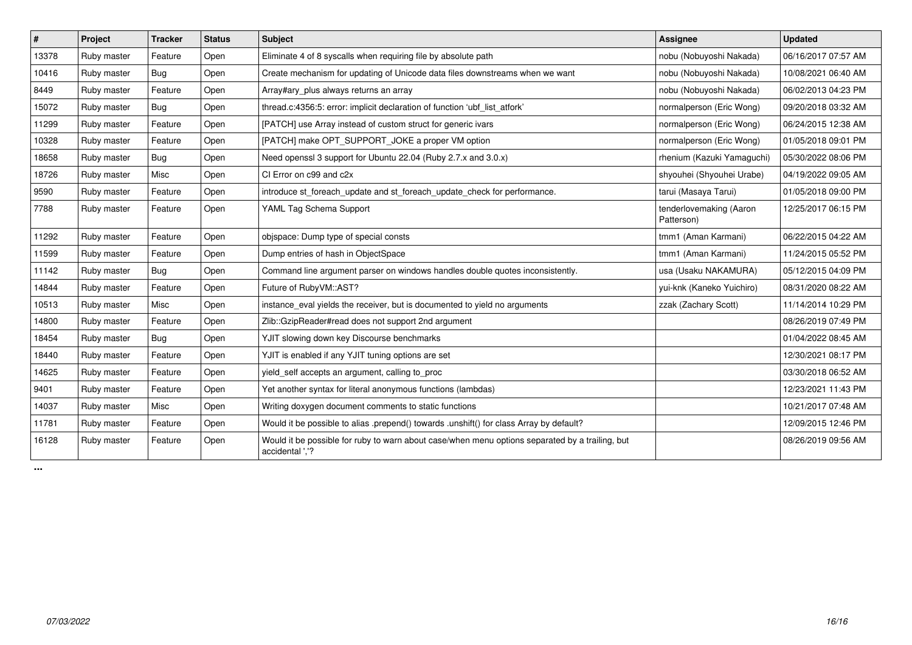| # | Project | Tracker | Status | Subject | Assignee | Updated |
|---|---|---|---|---|---|---|
| 13378 | Ruby master | Feature | Open | Eliminate 4 of 8 syscalls when requiring file by absolute path | nobu (Nobuyoshi Nakada) | 06/16/2017 07:57 AM |
| 10416 | Ruby master | Bug | Open | Create mechanism for updating of Unicode data files downstreams when we want | nobu (Nobuyoshi Nakada) | 10/08/2021 06:40 AM |
| 8449 | Ruby master | Feature | Open | Array#ary_plus always returns an array | nobu (Nobuyoshi Nakada) | 06/02/2013 04:23 PM |
| 15072 | Ruby master | Bug | Open | thread.c:4356:5: error: implicit declaration of function 'ubf_list_atfork' | normalperson (Eric Wong) | 09/20/2018 03:32 AM |
| 11299 | Ruby master | Feature | Open | [PATCH] use Array instead of custom struct for generic ivars | normalperson (Eric Wong) | 06/24/2015 12:38 AM |
| 10328 | Ruby master | Feature | Open | [PATCH] make OPT_SUPPORT_JOKE a proper VM option | normalperson (Eric Wong) | 01/05/2018 09:01 PM |
| 18658 | Ruby master | Bug | Open | Need openssl 3 support for Ubuntu 22.04 (Ruby 2.7.x and 3.0.x) | rhenium (Kazuki Yamaguchi) | 05/30/2022 08:06 PM |
| 18726 | Ruby master | Misc | Open | CI Error on c99 and c2x | shyouhei (Shyouhei Urabe) | 04/19/2022 09:05 AM |
| 9590 | Ruby master | Feature | Open | introduce st_foreach_update and st_foreach_update_check for performance. | tarui (Masaya Tarui) | 01/05/2018 09:00 PM |
| 7788 | Ruby master | Feature | Open | YAML Tag Schema Support | tenderlovemaking (Aaron Patterson) | 12/25/2017 06:15 PM |
| 11292 | Ruby master | Feature | Open | objspace: Dump type of special consts | tmm1 (Aman Karmani) | 06/22/2015 04:22 AM |
| 11599 | Ruby master | Feature | Open | Dump entries of hash in ObjectSpace | tmm1 (Aman Karmani) | 11/24/2015 05:52 PM |
| 11142 | Ruby master | Bug | Open | Command line argument parser on windows handles double quotes inconsistently. | usa (Usaku NAKAMURA) | 05/12/2015 04:09 PM |
| 14844 | Ruby master | Feature | Open | Future of RubyVM::AST? | yui-knk (Kaneko Yuichiro) | 08/31/2020 08:22 AM |
| 10513 | Ruby master | Misc | Open | instance_eval yields the receiver, but is documented to yield no arguments | zzak (Zachary Scott) | 11/14/2014 10:29 PM |
| 14800 | Ruby master | Feature | Open | Zlib::GzipReader#read does not support 2nd argument | | 08/26/2019 07:49 PM |
| 18454 | Ruby master | Bug | Open | YJIT slowing down key Discourse benchmarks | | 01/04/2022 08:45 AM |
| 18440 | Ruby master | Feature | Open | YJIT is enabled if any YJIT tuning options are set | | 12/30/2021 08:17 PM |
| 14625 | Ruby master | Feature | Open | yield_self accepts an argument, calling to_proc | | 03/30/2018 06:52 AM |
| 9401 | Ruby master | Feature | Open | Yet another syntax for literal anonymous functions (lambdas) | | 12/23/2021 11:43 PM |
| 14037 | Ruby master | Misc | Open | Writing doxygen document comments to static functions | | 10/21/2017 07:48 AM |
| 11781 | Ruby master | Feature | Open | Would it be possible to alias .prepend() towards .unshift() for class Array by default? | | 12/09/2015 12:46 PM |
| 16128 | Ruby master | Feature | Open | Would it be possible for ruby to warn about case/when menu options separated by a trailing, but accidental ','? | | 08/26/2019 09:56 AM |

...